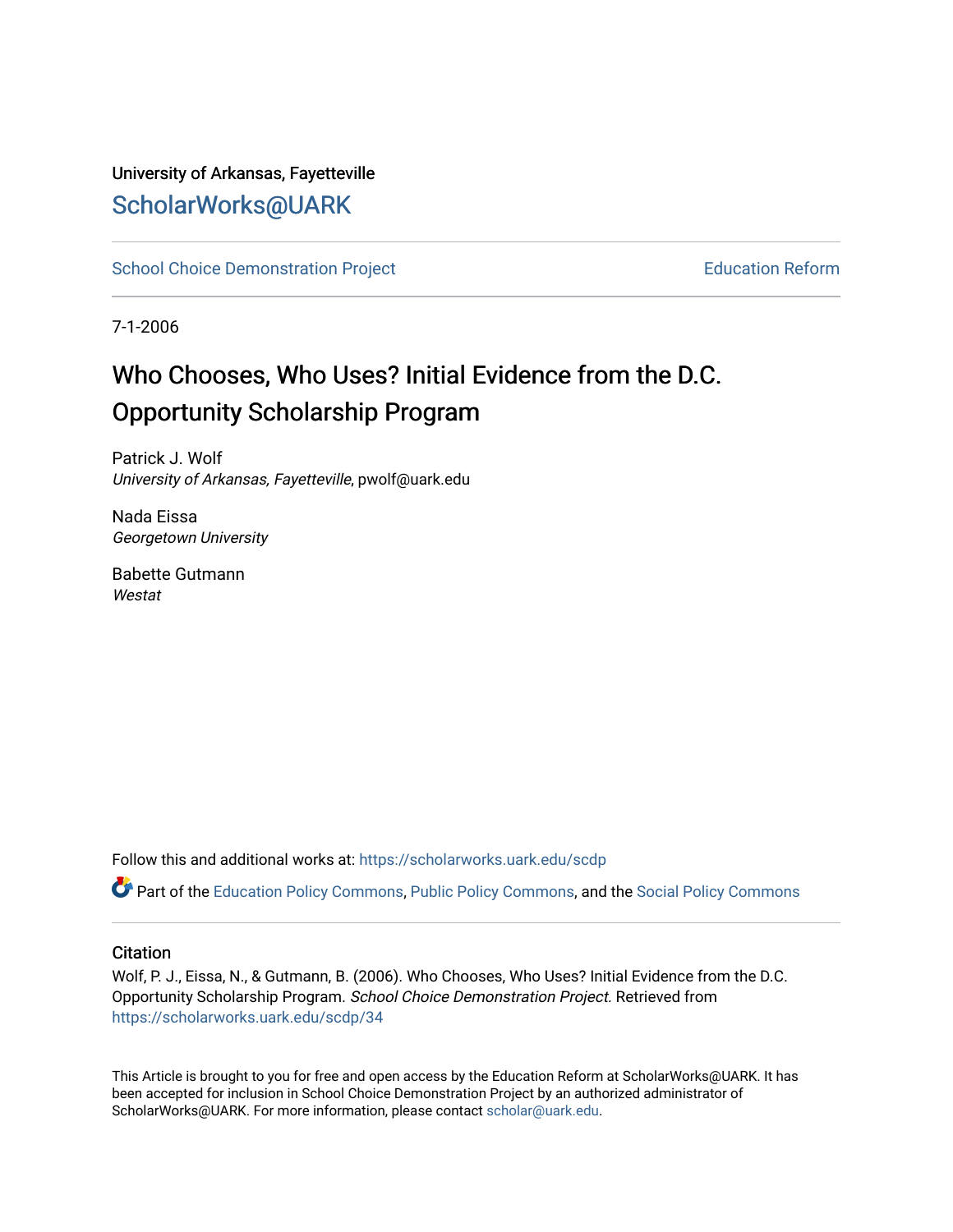University of Arkansas, Fayetteville

# ScholarWorks@UARK

School Choice Demonstration Project | Education Reform

7-1-2006

## Who Chooses, Who Uses? Initial Evidence from the D.C. Opportunity Scholarship Program

Patrick J. Wolf
*University of Arkansas, Fayetteville*, pwolf@uark.edu

Nada Eissa
*Georgetown University*

Babette Gutmann
*Westat*

Follow this and additional works at: https://scholarworks.uark.edu/scdp

Part of the Education Policy Commons, Public Policy Commons, and the Social Policy Commons

### Citation

Wolf, P. J., Eissa, N., & Gutmann, B. (2006). Who Chooses, Who Uses? Initial Evidence from the D.C. Opportunity Scholarship Program. *School Choice Demonstration Project.* Retrieved from https://scholarworks.uark.edu/scdp/34

This Article is brought to you for free and open access by the Education Reform at ScholarWorks@UARK. It has been accepted for inclusion in School Choice Demonstration Project by an authorized administrator of ScholarWorks@UARK. For more information, please contact scholar@uark.edu.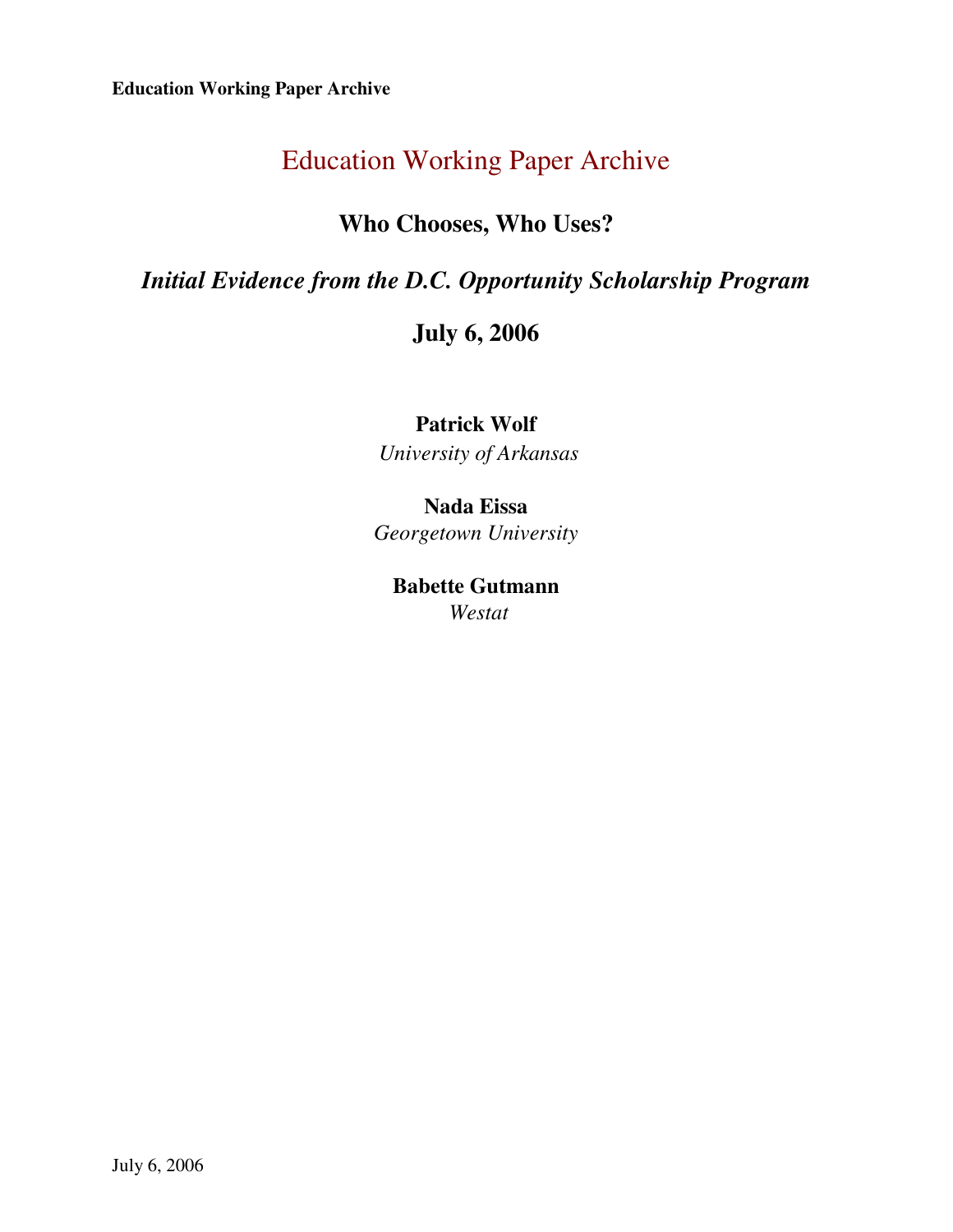# Education Working Paper Archive

## Who Chooses, Who Uses?

### *Initial Evidence from the D.C. Opportunity Scholarship Program*

## July 6, 2006

**Patrick Wolf**
*University of Arkansas*

**Nada Eissa**
*Georgetown University*

**Babette Gutmann**
*Westat*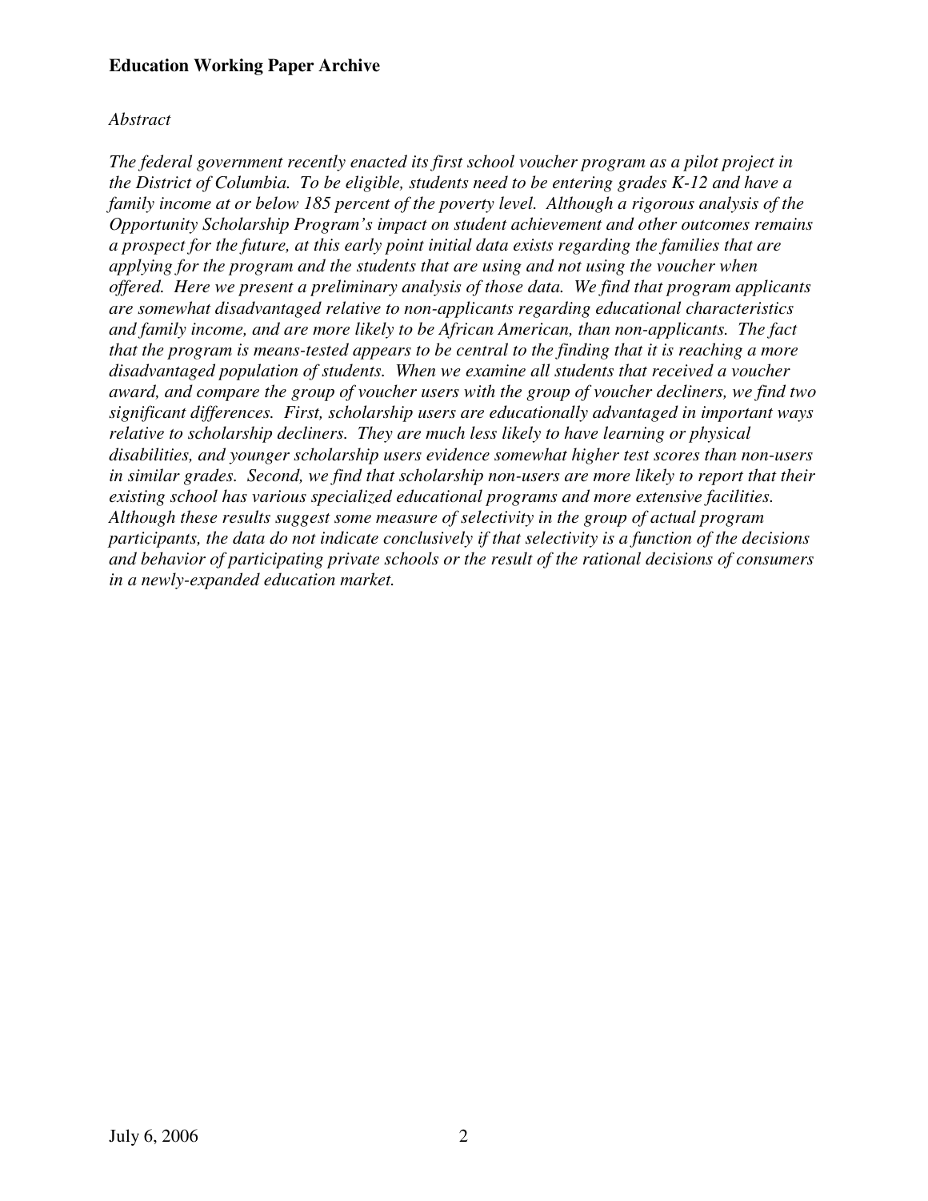*Abstract*

*The federal government recently enacted its first school voucher program as a pilot project in the District of Columbia. To be eligible, students need to be entering grades K-12 and have a family income at or below 185 percent of the poverty level. Although a rigorous analysis of the Opportunity Scholarship Program's impact on student achievement and other outcomes remains a prospect for the future, at this early point initial data exists regarding the families that are applying for the program and the students that are using and not using the voucher when offered. Here we present a preliminary analysis of those data. We find that program applicants are somewhat disadvantaged relative to non-applicants regarding educational characteristics and family income, and are more likely to be African American, than non-applicants. The fact that the program is means-tested appears to be central to the finding that it is reaching a more disadvantaged population of students. When we examine all students that received a voucher award, and compare the group of voucher users with the group of voucher decliners, we find two significant differences. First, scholarship users are educationally advantaged in important ways relative to scholarship decliners. They are much less likely to have learning or physical disabilities, and younger scholarship users evidence somewhat higher test scores than non-users in similar grades. Second, we find that scholarship non-users are more likely to report that their existing school has various specialized educational programs and more extensive facilities. Although these results suggest some measure of selectivity in the group of actual program participants, the data do not indicate conclusively if that selectivity is a function of the decisions and behavior of participating private schools or the result of the rational decisions of consumers in a newly-expanded education market.*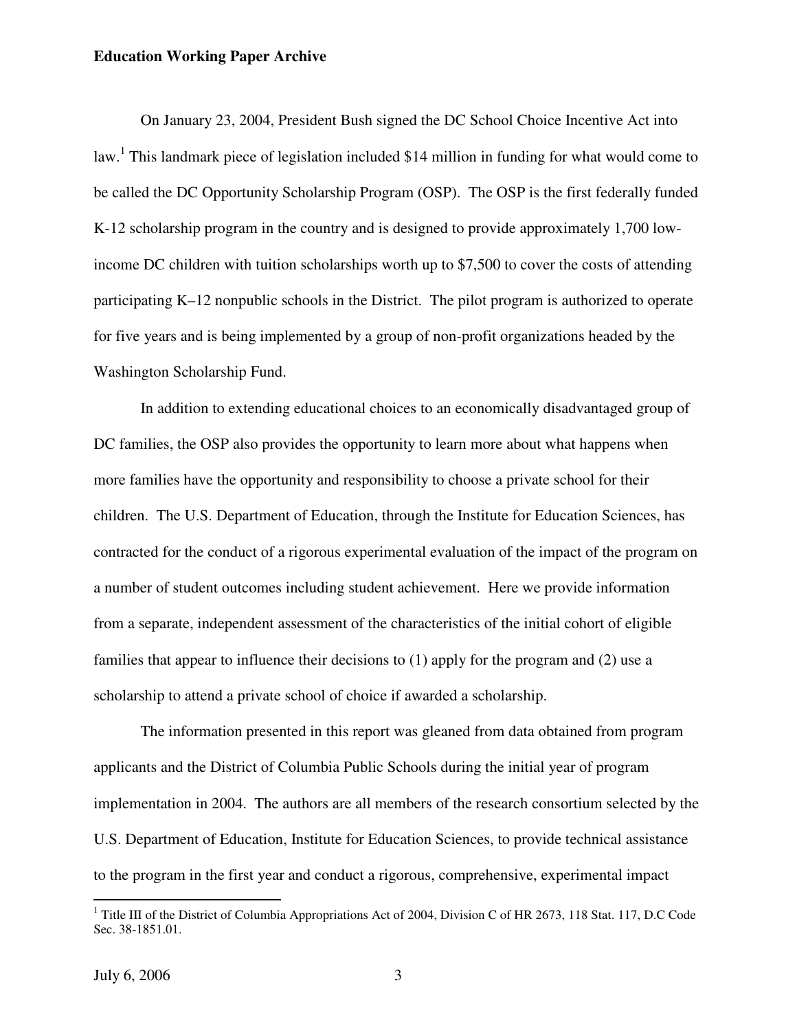On January 23, 2004, President Bush signed the DC School Choice Incentive Act into law.[1] This landmark piece of legislation included $14 million in funding for what would come to be called the DC Opportunity Scholarship Program (OSP). The OSP is the first federally funded K-12 scholarship program in the country and is designed to provide approximately 1,700 low-income DC children with tuition scholarships worth up to $7,500 to cover the costs of attending participating K–12 nonpublic schools in the District. The pilot program is authorized to operate for five years and is being implemented by a group of non-profit organizations headed by the Washington Scholarship Fund.

In addition to extending educational choices to an economically disadvantaged group of DC families, the OSP also provides the opportunity to learn more about what happens when more families have the opportunity and responsibility to choose a private school for their children. The U.S. Department of Education, through the Institute for Education Sciences, has contracted for the conduct of a rigorous experimental evaluation of the impact of the program on a number of student outcomes including student achievement. Here we provide information from a separate, independent assessment of the characteristics of the initial cohort of eligible families that appear to influence their decisions to (1) apply for the program and (2) use a scholarship to attend a private school of choice if awarded a scholarship.

The information presented in this report was gleaned from data obtained from program applicants and the District of Columbia Public Schools during the initial year of program implementation in 2004. The authors are all members of the research consortium selected by the U.S. Department of Education, Institute for Education Sciences, to provide technical assistance to the program in the first year and conduct a rigorous, comprehensive, experimental impact

[1] Title III of the District of Columbia Appropriations Act of 2004, Division C of HR 2673, 118 Stat. 117, D.C Code Sec. 38-1851.01.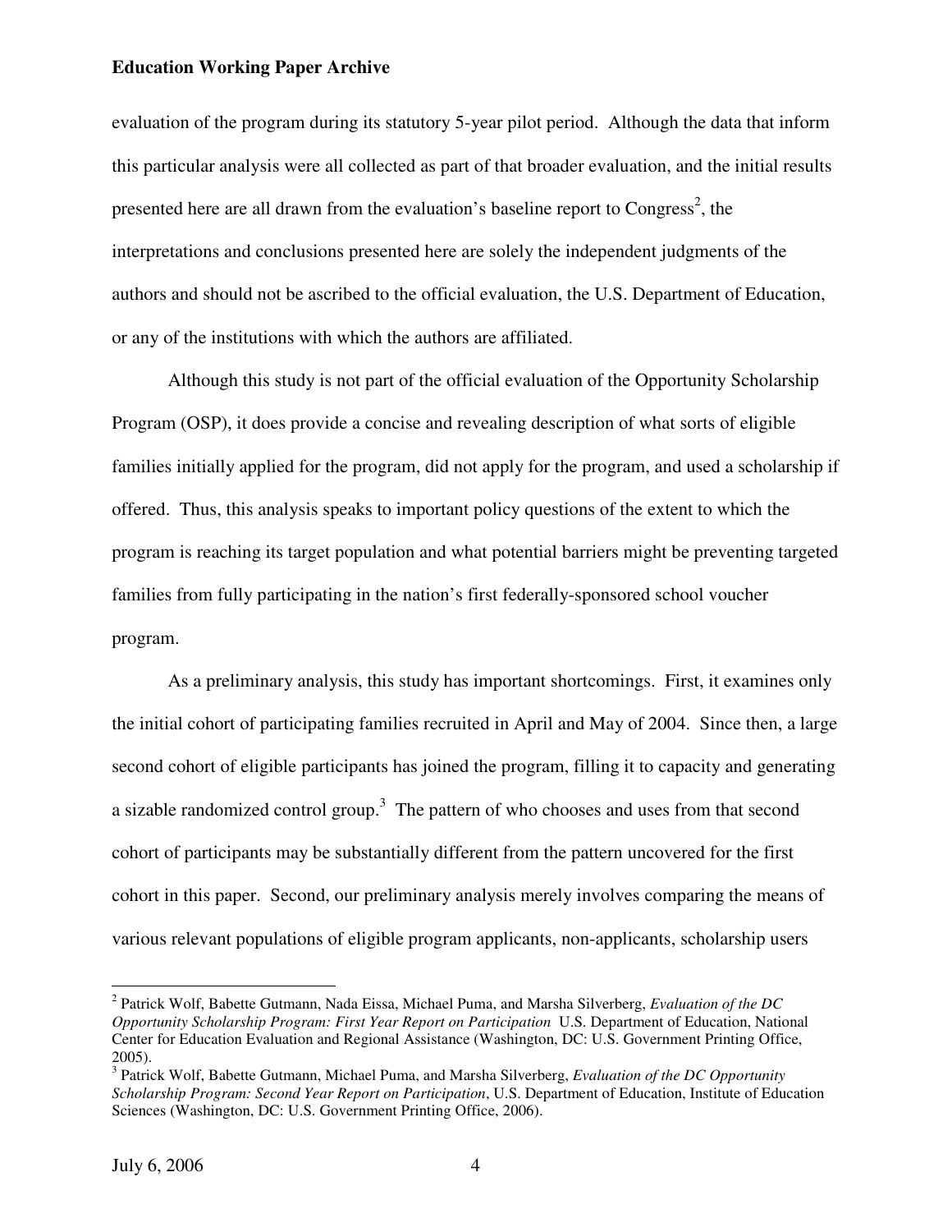evaluation of the program during its statutory 5-year pilot period. Although the data that inform this particular analysis were all collected as part of that broader evaluation, and the initial results presented here are all drawn from the evaluation's baseline report to Congress[2], the interpretations and conclusions presented here are solely the independent judgments of the authors and should not be ascribed to the official evaluation, the U.S. Department of Education, or any of the institutions with which the authors are affiliated.

Although this study is not part of the official evaluation of the Opportunity Scholarship Program (OSP), it does provide a concise and revealing description of what sorts of eligible families initially applied for the program, did not apply for the program, and used a scholarship if offered. Thus, this analysis speaks to important policy questions of the extent to which the program is reaching its target population and what potential barriers might be preventing targeted families from fully participating in the nation's first federally-sponsored school voucher program.

As a preliminary analysis, this study has important shortcomings. First, it examines only the initial cohort of participating families recruited in April and May of 2004. Since then, a large second cohort of eligible participants has joined the program, filling it to capacity and generating a sizable randomized control group.[3] The pattern of who chooses and uses from that second cohort of participants may be substantially different from the pattern uncovered for the first cohort in this paper. Second, our preliminary analysis merely involves comparing the means of various relevant populations of eligible program applicants, non-applicants, scholarship users

---

[2] Patrick Wolf, Babette Gutmann, Nada Eissa, Michael Puma, and Marsha Silverberg, *Evaluation of the DC Opportunity Scholarship Program: First Year Report on Participation* U.S. Department of Education, National Center for Education Evaluation and Regional Assistance (Washington, DC: U.S. Government Printing Office, 2005).

[3] Patrick Wolf, Babette Gutmann, Michael Puma, and Marsha Silverberg, *Evaluation of the DC Opportunity Scholarship Program: Second Year Report on Participation*, U.S. Department of Education, Institute of Education Sciences (Washington, DC: U.S. Government Printing Office, 2006).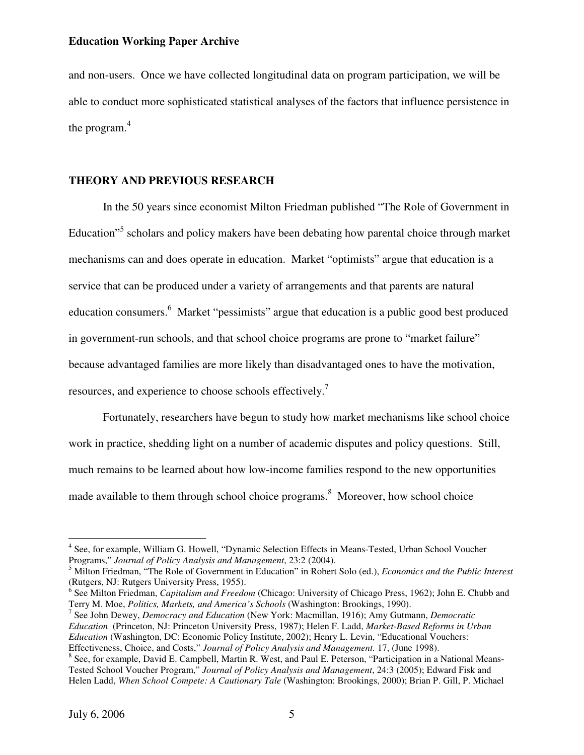and non-users. Once we have collected longitudinal data on program participation, we will be able to conduct more sophisticated statistical analyses of the factors that influence persistence in the program.[4]

## THEORY AND PREVIOUS RESEARCH

In the 50 years since economist Milton Friedman published "The Role of Government in Education"[5] scholars and policy makers have been debating how parental choice through market mechanisms can and does operate in education. Market "optimists" argue that education is a service that can be produced under a variety of arrangements and that parents are natural education consumers.[6] Market "pessimists" argue that education is a public good best produced in government-run schools, and that school choice programs are prone to "market failure" because advantaged families are more likely than disadvantaged ones to have the motivation, resources, and experience to choose schools effectively.[7]

Fortunately, researchers have begun to study how market mechanisms like school choice work in practice, shedding light on a number of academic disputes and policy questions. Still, much remains to be learned about how low-income families respond to the new opportunities made available to them through school choice programs.[8] Moreover, how school choice

---

[4] See, for example, William G. Howell, "Dynamic Selection Effects in Means-Tested, Urban School Voucher Programs," *Journal of Policy Analysis and Management*, 23:2 (2004).

[5] Milton Friedman, "The Role of Government in Education" in Robert Solo (ed.), *Economics and the Public Interest* (Rutgers, NJ: Rutgers University Press, 1955).

[6] See Milton Friedman, *Capitalism and Freedom* (Chicago: University of Chicago Press, 1962); John E. Chubb and Terry M. Moe, *Politics, Markets, and America's Schools* (Washington: Brookings, 1990).

[7] See John Dewey, *Democracy and Education* (New York: Macmillan, 1916); Amy Gutmann, *Democratic Education* (Princeton, NJ: Princeton University Press, 1987); Helen F. Ladd, *Market-Based Reforms in Urban Education* (Washington, DC: Economic Policy Institute, 2002); Henry L. Levin, "Educational Vouchers: Effectiveness, Choice, and Costs," *Journal of Policy Analysis and Management.* 17, (June 1998).

[8] See, for example, David E. Campbell, Martin R. West, and Paul E. Peterson, "Participation in a National Means-Tested School Voucher Program," *Journal of Policy Analysis and Management*, 24:3 (2005); Edward Fisk and Helen Ladd, *When School Compete: A Cautionary Tale* (Washington: Brookings, 2000); Brian P. Gill, P. Michael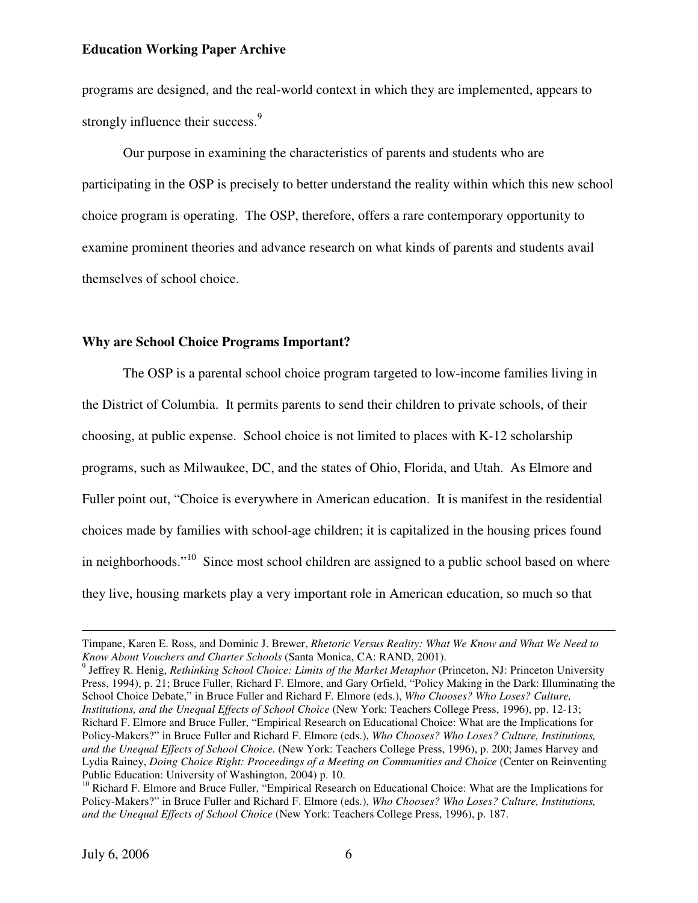programs are designed, and the real-world context in which they are implemented, appears to strongly influence their success.[9]

Our purpose in examining the characteristics of parents and students who are participating in the OSP is precisely to better understand the reality within which this new school choice program is operating. The OSP, therefore, offers a rare contemporary opportunity to examine prominent theories and advance research on what kinds of parents and students avail themselves of school choice.

### Why are School Choice Programs Important?

The OSP is a parental school choice program targeted to low-income families living in the District of Columbia. It permits parents to send their children to private schools, of their choosing, at public expense. School choice is not limited to places with K-12 scholarship programs, such as Milwaukee, DC, and the states of Ohio, Florida, and Utah. As Elmore and Fuller point out, "Choice is everywhere in American education. It is manifest in the residential choices made by families with school-age children; it is capitalized in the housing prices found in neighborhoods."[10] Since most school children are assigned to a public school based on where they live, housing markets play a very important role in American education, so much so that

---

Timpane, Karen E. Ross, and Dominic J. Brewer, *Rhetoric Versus Reality: What We Know and What We Need to Know About Vouchers and Charter Schools* (Santa Monica, CA: RAND, 2001).

[9] Jeffrey R. Henig, *Rethinking School Choice: Limits of the Market Metaphor* (Princeton, NJ: Princeton University Press, 1994), p. 21; Bruce Fuller, Richard F. Elmore, and Gary Orfield, "Policy Making in the Dark: Illuminating the School Choice Debate," in Bruce Fuller and Richard F. Elmore (eds.), *Who Chooses? Who Loses? Culture, Institutions, and the Unequal Effects of School Choice* (New York: Teachers College Press, 1996), pp. 12-13; Richard F. Elmore and Bruce Fuller, "Empirical Research on Educational Choice: What are the Implications for Policy-Makers?" in Bruce Fuller and Richard F. Elmore (eds.), *Who Chooses? Who Loses? Culture, Institutions, and the Unequal Effects of School Choice.* (New York: Teachers College Press, 1996), p. 200; James Harvey and Lydia Rainey, *Doing Choice Right: Proceedings of a Meeting on Communities and Choice* (Center on Reinventing Public Education: University of Washington, 2004) p. 10.

[10] Richard F. Elmore and Bruce Fuller, "Empirical Research on Educational Choice: What are the Implications for Policy-Makers?" in Bruce Fuller and Richard F. Elmore (eds.), *Who Chooses? Who Loses? Culture, Institutions, and the Unequal Effects of School Choice* (New York: Teachers College Press, 1996), p. 187.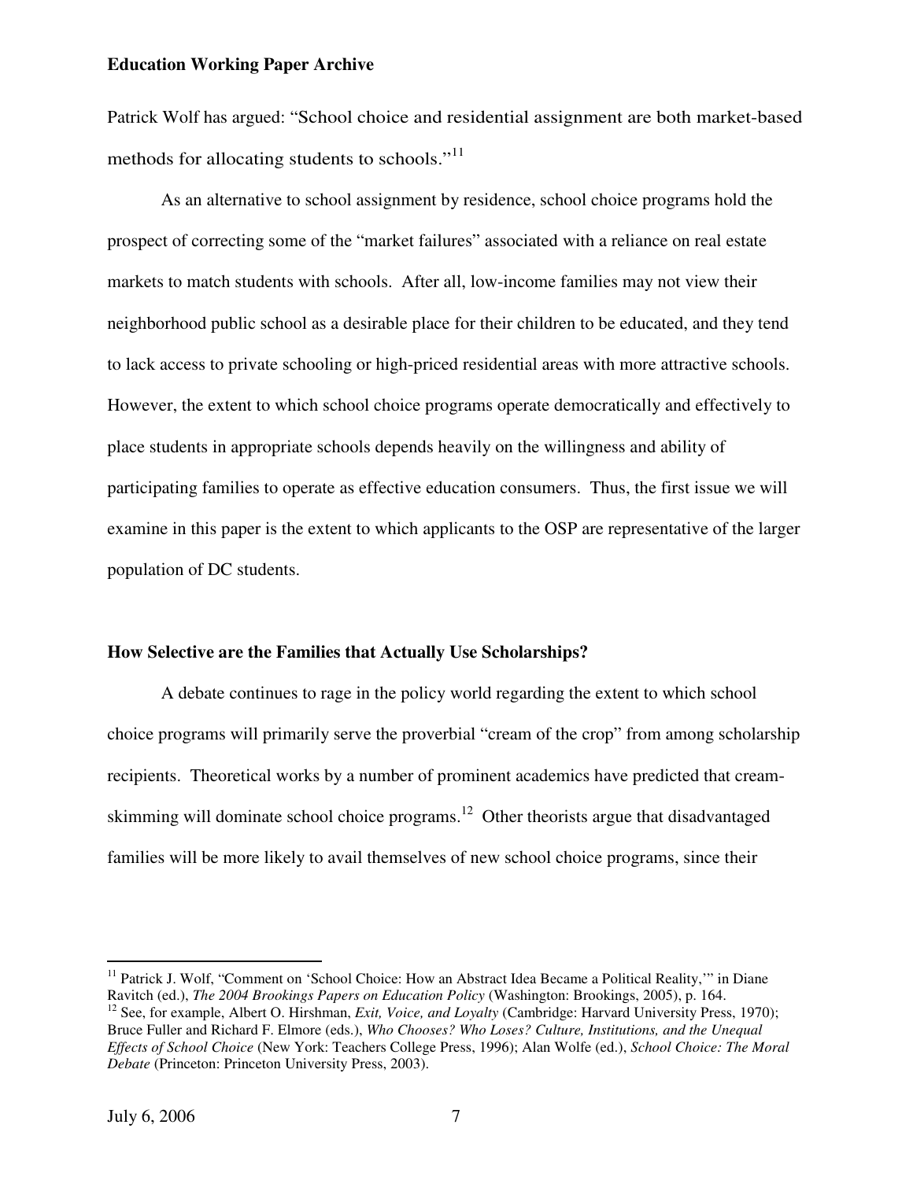Patrick Wolf has argued: "School choice and residential assignment are both market-based methods for allocating students to schools."[11]

As an alternative to school assignment by residence, school choice programs hold the prospect of correcting some of the "market failures" associated with a reliance on real estate markets to match students with schools. After all, low-income families may not view their neighborhood public school as a desirable place for their children to be educated, and they tend to lack access to private schooling or high-priced residential areas with more attractive schools. However, the extent to which school choice programs operate democratically and effectively to place students in appropriate schools depends heavily on the willingness and ability of participating families to operate as effective education consumers. Thus, the first issue we will examine in this paper is the extent to which applicants to the OSP are representative of the larger population of DC students.

**How Selective are the Families that Actually Use Scholarships?**

A debate continues to rage in the policy world regarding the extent to which school choice programs will primarily serve the proverbial "cream of the crop" from among scholarship recipients. Theoretical works by a number of prominent academics have predicted that cream-skimming will dominate school choice programs.[12] Other theorists argue that disadvantaged families will be more likely to avail themselves of new school choice programs, since their

---

[11] Patrick J. Wolf, "Comment on 'School Choice: How an Abstract Idea Became a Political Reality,'" in Diane Ravitch (ed.), *The 2004 Brookings Papers on Education Policy* (Washington: Brookings, 2005), p. 164.

[12] See, for example, Albert O. Hirshman, *Exit, Voice, and Loyalty* (Cambridge: Harvard University Press, 1970); Bruce Fuller and Richard F. Elmore (eds.), *Who Chooses? Who Loses? Culture, Institutions, and the Unequal Effects of School Choice* (New York: Teachers College Press, 1996); Alan Wolfe (ed.), *School Choice: The Moral Debate* (Princeton: Princeton University Press, 2003).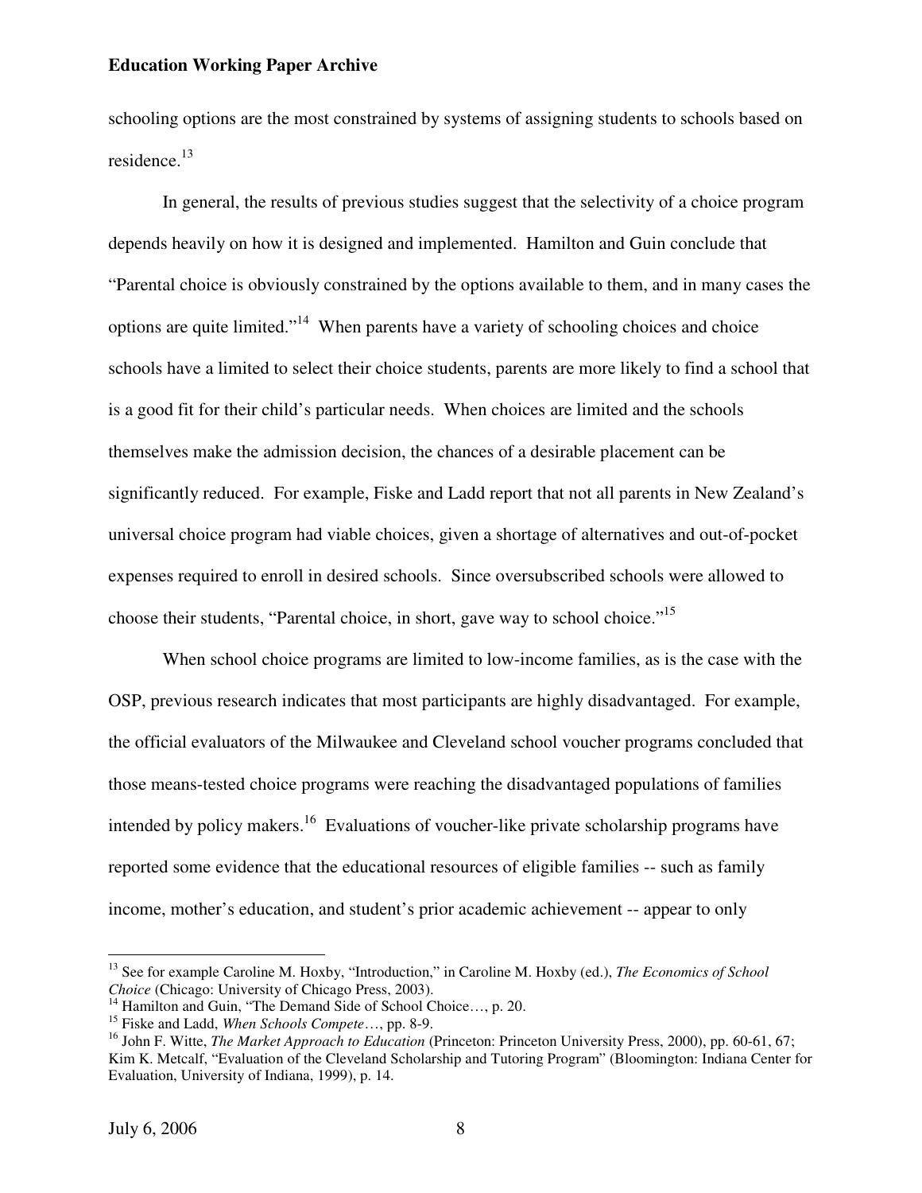schooling options are the most constrained by systems of assigning students to schools based on residence.[13]

In general, the results of previous studies suggest that the selectivity of a choice program depends heavily on how it is designed and implemented. Hamilton and Guin conclude that "Parental choice is obviously constrained by the options available to them, and in many cases the options are quite limited."[14] When parents have a variety of schooling choices and choice schools have a limited to select their choice students, parents are more likely to find a school that is a good fit for their child's particular needs. When choices are limited and the schools themselves make the admission decision, the chances of a desirable placement can be significantly reduced. For example, Fiske and Ladd report that not all parents in New Zealand's universal choice program had viable choices, given a shortage of alternatives and out-of-pocket expenses required to enroll in desired schools. Since oversubscribed schools were allowed to choose their students, "Parental choice, in short, gave way to school choice."[15]

When school choice programs are limited to low-income families, as is the case with the OSP, previous research indicates that most participants are highly disadvantaged. For example, the official evaluators of the Milwaukee and Cleveland school voucher programs concluded that those means-tested choice programs were reaching the disadvantaged populations of families intended by policy makers.[16] Evaluations of voucher-like private scholarship programs have reported some evidence that the educational resources of eligible families -- such as family income, mother's education, and student's prior academic achievement -- appear to only

---

[13] See for example Caroline M. Hoxby, "Introduction," in Caroline M. Hoxby (ed.), *The Economics of School Choice* (Chicago: University of Chicago Press, 2003).

[14] Hamilton and Guin, "The Demand Side of School Choice…, p. 20.

[15] Fiske and Ladd, *When Schools Compete*…, pp. 8-9.

[16] John F. Witte, *The Market Approach to Education* (Princeton: Princeton University Press, 2000), pp. 60-61, 67; Kim K. Metcalf, "Evaluation of the Cleveland Scholarship and Tutoring Program" (Bloomington: Indiana Center for Evaluation, University of Indiana, 1999), p. 14.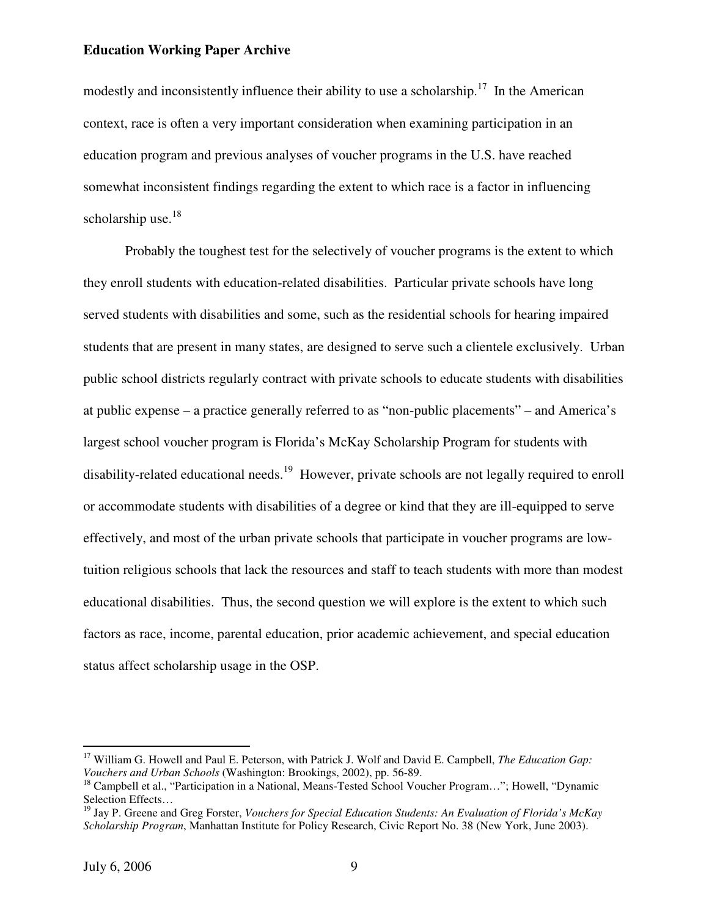modestly and inconsistently influence their ability to use a scholarship.[17] In the American context, race is often a very important consideration when examining participation in an education program and previous analyses of voucher programs in the U.S. have reached somewhat inconsistent findings regarding the extent to which race is a factor in influencing scholarship use.[18]

Probably the toughest test for the selectively of voucher programs is the extent to which they enroll students with education-related disabilities. Particular private schools have long served students with disabilities and some, such as the residential schools for hearing impaired students that are present in many states, are designed to serve such a clientele exclusively. Urban public school districts regularly contract with private schools to educate students with disabilities at public expense – a practice generally referred to as "non-public placements" – and America's largest school voucher program is Florida's McKay Scholarship Program for students with disability-related educational needs.[19] However, private schools are not legally required to enroll or accommodate students with disabilities of a degree or kind that they are ill-equipped to serve effectively, and most of the urban private schools that participate in voucher programs are low-tuition religious schools that lack the resources and staff to teach students with more than modest educational disabilities. Thus, the second question we will explore is the extent to which such factors as race, income, parental education, prior academic achievement, and special education status affect scholarship usage in the OSP.

---

[17] William G. Howell and Paul E. Peterson, with Patrick J. Wolf and David E. Campbell, *The Education Gap: Vouchers and Urban Schools* (Washington: Brookings, 2002), pp. 56-89.

[18] Campbell et al., "Participation in a National, Means-Tested School Voucher Program…"; Howell, "Dynamic Selection Effects…

[19] Jay P. Greene and Greg Forster, *Vouchers for Special Education Students: An Evaluation of Florida's McKay Scholarship Program*, Manhattan Institute for Policy Research, Civic Report No. 38 (New York, June 2003).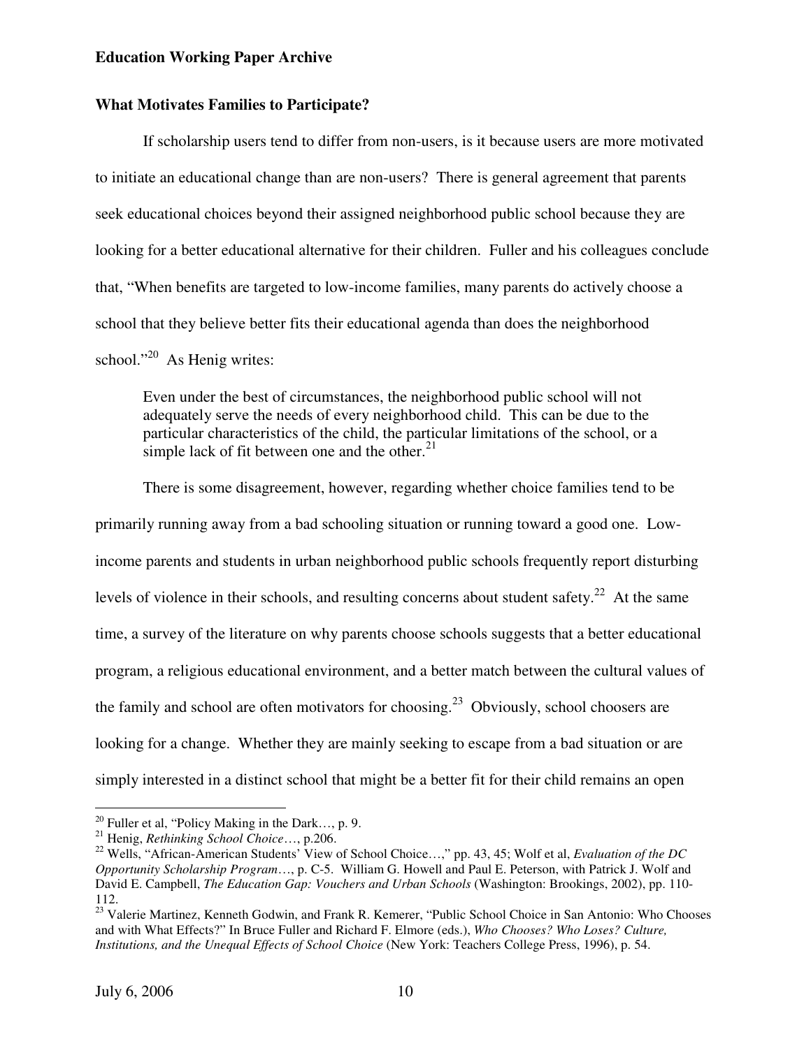## What Motivates Families to Participate?

If scholarship users tend to differ from non-users, is it because users are more motivated to initiate an educational change than are non-users? There is general agreement that parents seek educational choices beyond their assigned neighborhood public school because they are looking for a better educational alternative for their children. Fuller and his colleagues conclude that, "When benefits are targeted to low-income families, many parents do actively choose a school that they believe better fits their educational agenda than does the neighborhood school."[20] As Henig writes:

> Even under the best of circumstances, the neighborhood public school will not adequately serve the needs of every neighborhood child. This can be due to the particular characteristics of the child, the particular limitations of the school, or a simple lack of fit between one and the other.[21]

There is some disagreement, however, regarding whether choice families tend to be primarily running away from a bad schooling situation or running toward a good one. Low-income parents and students in urban neighborhood public schools frequently report disturbing levels of violence in their schools, and resulting concerns about student safety.[22] At the same time, a survey of the literature on why parents choose schools suggests that a better educational program, a religious educational environment, and a better match between the cultural values of the family and school are often motivators for choosing.[23] Obviously, school choosers are looking for a change. Whether they are mainly seeking to escape from a bad situation or are simply interested in a distinct school that might be a better fit for their child remains an open

---

[20] Fuller et al, "Policy Making in the Dark…, p. 9.

[21] Henig, *Rethinking School Choice*…, p.206.

[22] Wells, "African-American Students' View of School Choice…," pp. 43, 45; Wolf et al, *Evaluation of the DC Opportunity Scholarship Program*…, p. C-5. William G. Howell and Paul E. Peterson, with Patrick J. Wolf and David E. Campbell, *The Education Gap: Vouchers and Urban Schools* (Washington: Brookings, 2002), pp. 110-112.

[23] Valerie Martinez, Kenneth Godwin, and Frank R. Kemerer, "Public School Choice in San Antonio: Who Chooses and with What Effects?" In Bruce Fuller and Richard F. Elmore (eds.), *Who Chooses? Who Loses? Culture, Institutions, and the Unequal Effects of School Choice* (New York: Teachers College Press, 1996), p. 54.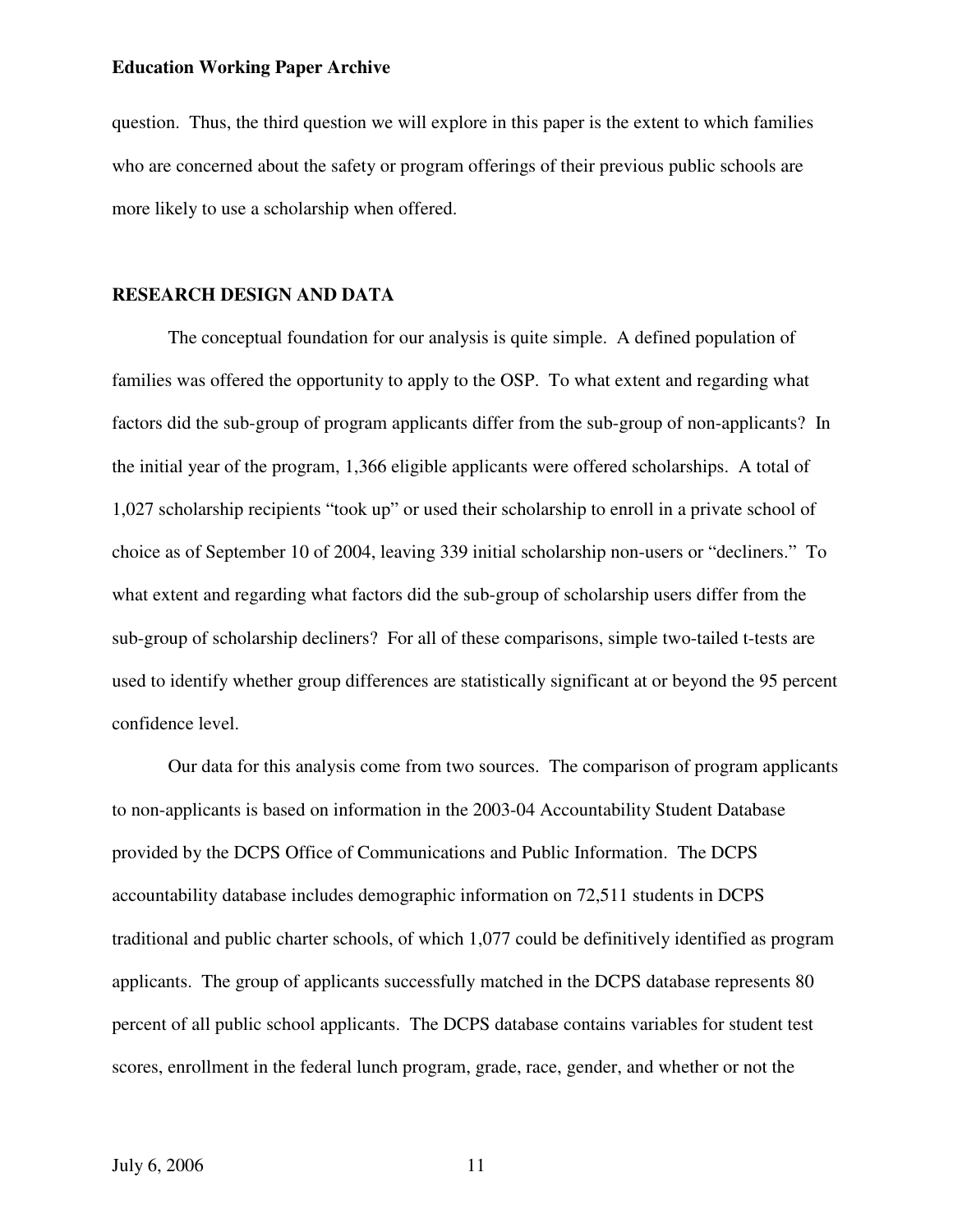question. Thus, the third question we will explore in this paper is the extent to which families who are concerned about the safety or program offerings of their previous public schools are more likely to use a scholarship when offered.

## RESEARCH DESIGN AND DATA

The conceptual foundation for our analysis is quite simple. A defined population of families was offered the opportunity to apply to the OSP. To what extent and regarding what factors did the sub-group of program applicants differ from the sub-group of non-applicants? In the initial year of the program, 1,366 eligible applicants were offered scholarships. A total of 1,027 scholarship recipients "took up" or used their scholarship to enroll in a private school of choice as of September 10 of 2004, leaving 339 initial scholarship non-users or "decliners." To what extent and regarding what factors did the sub-group of scholarship users differ from the sub-group of scholarship decliners? For all of these comparisons, simple two-tailed t-tests are used to identify whether group differences are statistically significant at or beyond the 95 percent confidence level.

Our data for this analysis come from two sources. The comparison of program applicants to non-applicants is based on information in the 2003-04 Accountability Student Database provided by the DCPS Office of Communications and Public Information. The DCPS accountability database includes demographic information on 72,511 students in DCPS traditional and public charter schools, of which 1,077 could be definitively identified as program applicants. The group of applicants successfully matched in the DCPS database represents 80 percent of all public school applicants. The DCPS database contains variables for student test scores, enrollment in the federal lunch program, grade, race, gender, and whether or not the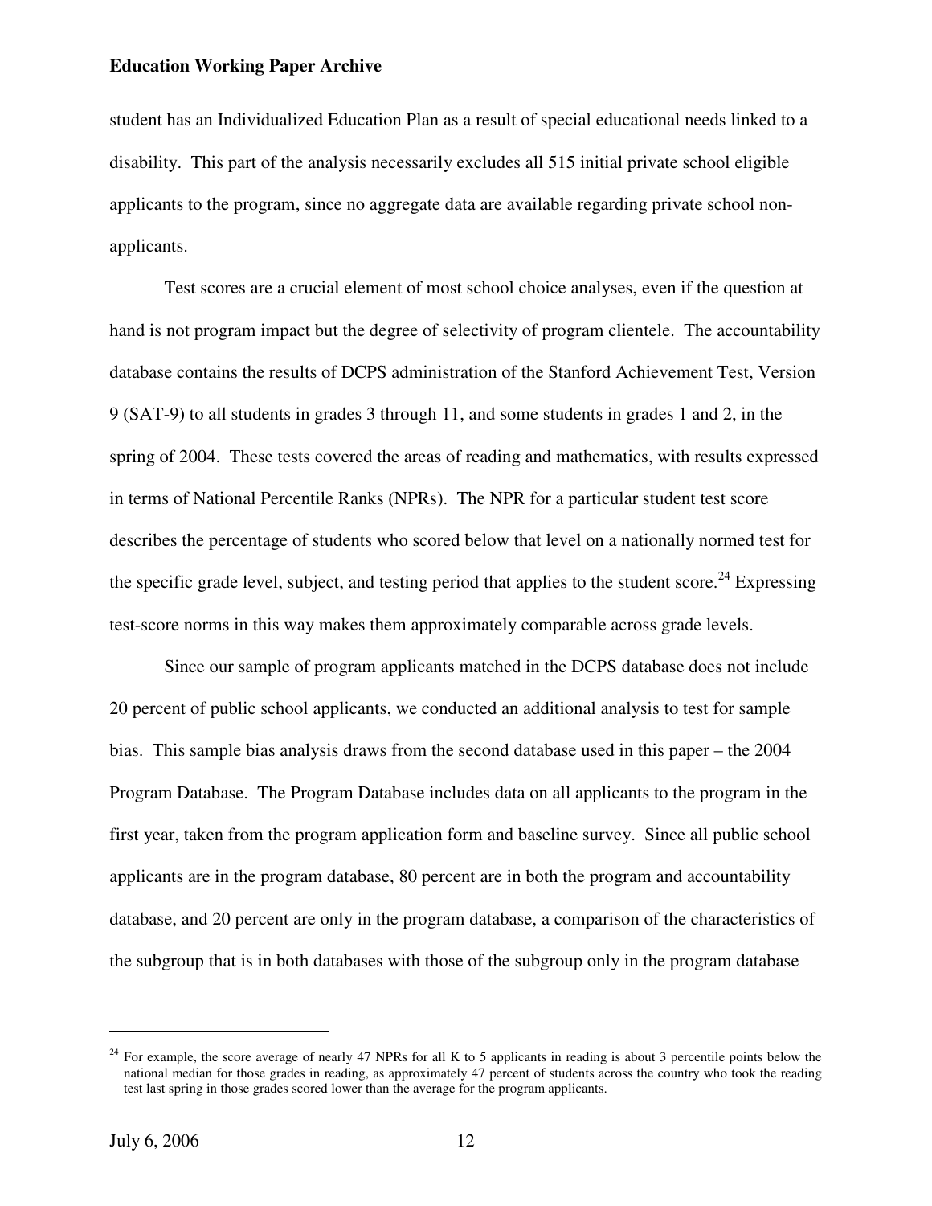student has an Individualized Education Plan as a result of special educational needs linked to a disability. This part of the analysis necessarily excludes all 515 initial private school eligible applicants to the program, since no aggregate data are available regarding private school non-applicants.

Test scores are a crucial element of most school choice analyses, even if the question at hand is not program impact but the degree of selectivity of program clientele. The accountability database contains the results of DCPS administration of the Stanford Achievement Test, Version 9 (SAT-9) to all students in grades 3 through 11, and some students in grades 1 and 2, in the spring of 2004. These tests covered the areas of reading and mathematics, with results expressed in terms of National Percentile Ranks (NPRs). The NPR for a particular student test score describes the percentage of students who scored below that level on a nationally normed test for the specific grade level, subject, and testing period that applies to the student score.[24] Expressing test-score norms in this way makes them approximately comparable across grade levels.

Since our sample of program applicants matched in the DCPS database does not include 20 percent of public school applicants, we conducted an additional analysis to test for sample bias. This sample bias analysis draws from the second database used in this paper – the 2004 Program Database. The Program Database includes data on all applicants to the program in the first year, taken from the program application form and baseline survey. Since all public school applicants are in the program database, 80 percent are in both the program and accountability database, and 20 percent are only in the program database, a comparison of the characteristics of the subgroup that is in both databases with those of the subgroup only in the program database

---

[24] For example, the score average of nearly 47 NPRs for all K to 5 applicants in reading is about 3 percentile points below the national median for those grades in reading, as approximately 47 percent of students across the country who took the reading test last spring in those grades scored lower than the average for the program applicants.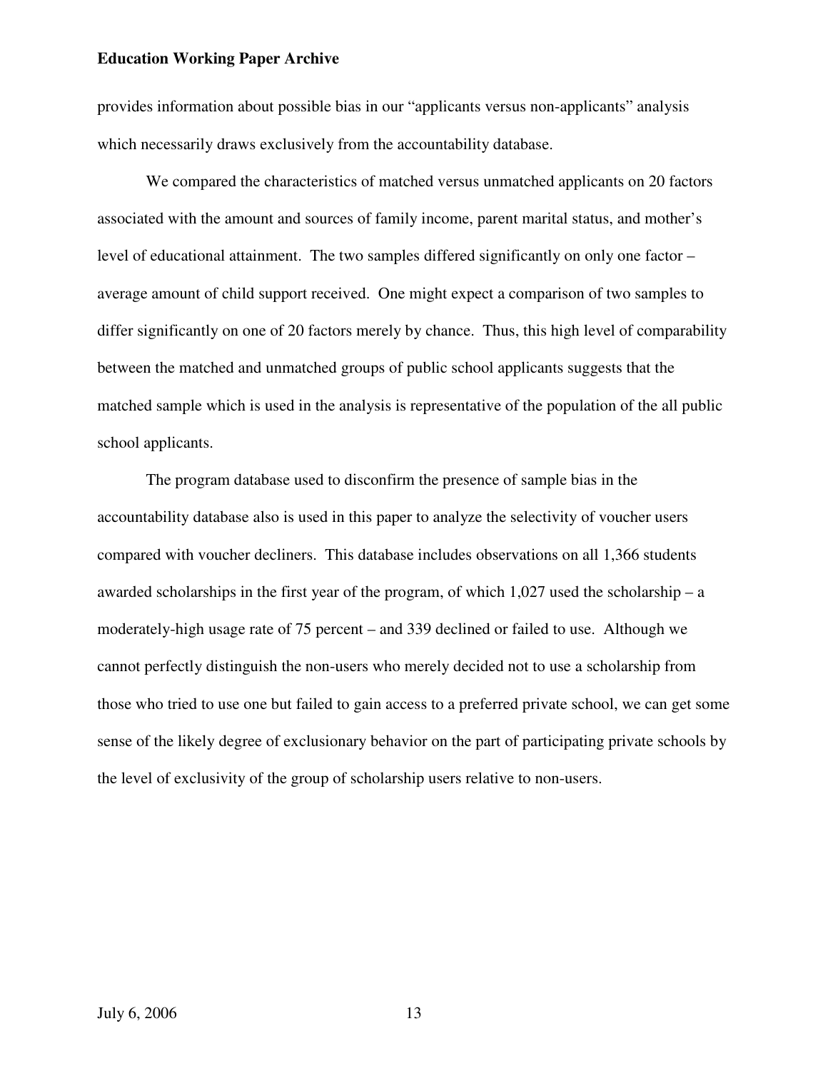provides information about possible bias in our "applicants versus non-applicants" analysis which necessarily draws exclusively from the accountability database.

We compared the characteristics of matched versus unmatched applicants on 20 factors associated with the amount and sources of family income, parent marital status, and mother's level of educational attainment. The two samples differed significantly on only one factor – average amount of child support received. One might expect a comparison of two samples to differ significantly on one of 20 factors merely by chance. Thus, this high level of comparability between the matched and unmatched groups of public school applicants suggests that the matched sample which is used in the analysis is representative of the population of the all public school applicants.

The program database used to disconfirm the presence of sample bias in the accountability database also is used in this paper to analyze the selectivity of voucher users compared with voucher decliners. This database includes observations on all 1,366 students awarded scholarships in the first year of the program, of which 1,027 used the scholarship – a moderately-high usage rate of 75 percent – and 339 declined or failed to use. Although we cannot perfectly distinguish the non-users who merely decided not to use a scholarship from those who tried to use one but failed to gain access to a preferred private school, we can get some sense of the likely degree of exclusionary behavior on the part of participating private schools by the level of exclusivity of the group of scholarship users relative to non-users.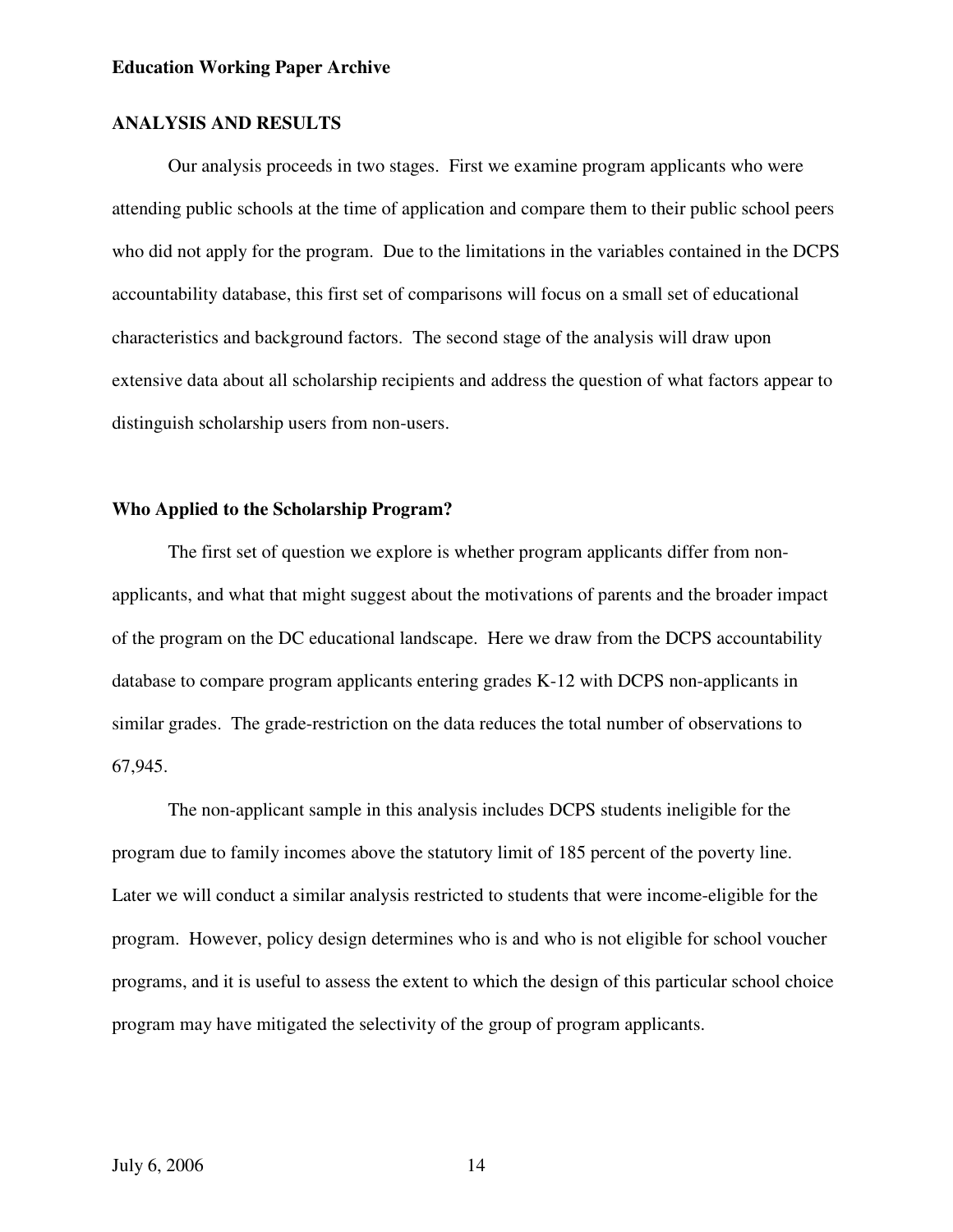## ANALYSIS AND RESULTS

Our analysis proceeds in two stages. First we examine program applicants who were attending public schools at the time of application and compare them to their public school peers who did not apply for the program. Due to the limitations in the variables contained in the DCPS accountability database, this first set of comparisons will focus on a small set of educational characteristics and background factors. The second stage of the analysis will draw upon extensive data about all scholarship recipients and address the question of what factors appear to distinguish scholarship users from non-users.

### Who Applied to the Scholarship Program?

The first set of question we explore is whether program applicants differ from non-applicants, and what that might suggest about the motivations of parents and the broader impact of the program on the DC educational landscape. Here we draw from the DCPS accountability database to compare program applicants entering grades K-12 with DCPS non-applicants in similar grades. The grade-restriction on the data reduces the total number of observations to 67,945.

The non-applicant sample in this analysis includes DCPS students ineligible for the program due to family incomes above the statutory limit of 185 percent of the poverty line. Later we will conduct a similar analysis restricted to students that were income-eligible for the program. However, policy design determines who is and who is not eligible for school voucher programs, and it is useful to assess the extent to which the design of this particular school choice program may have mitigated the selectivity of the group of program applicants.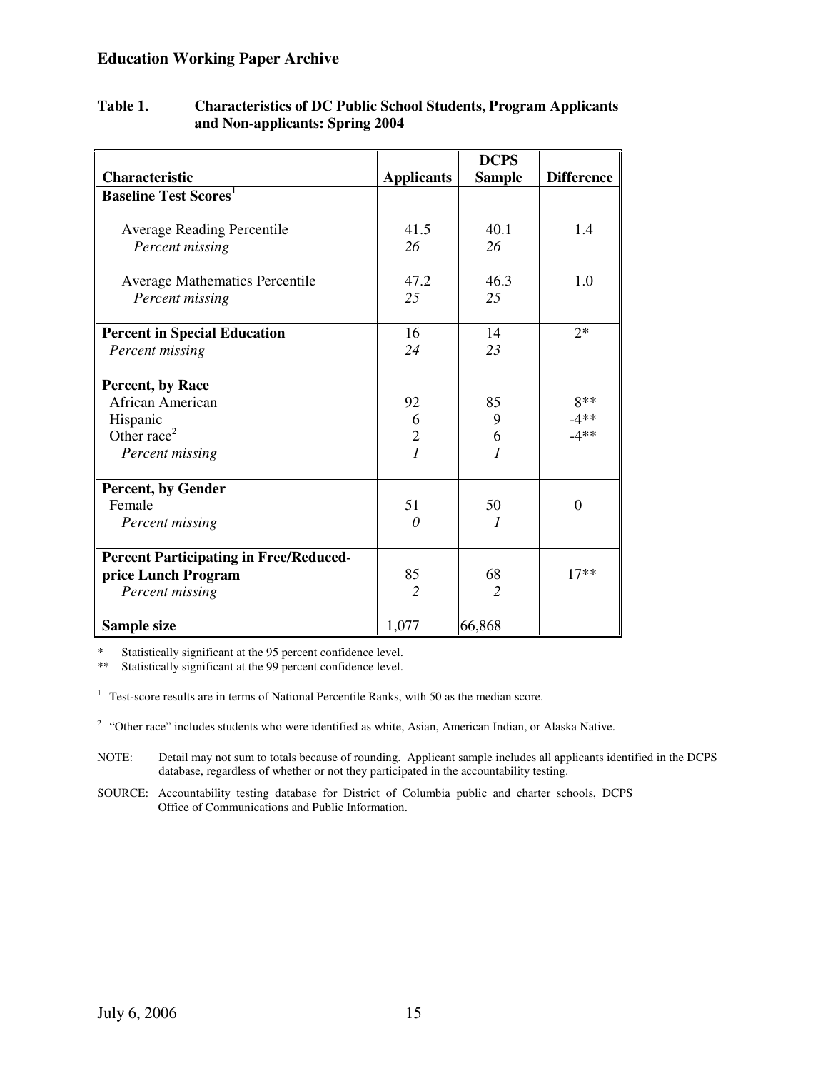**Table 1. Characteristics of DC Public School Students, Program Applicants and Non-applicants: Spring 2004**

| Characteristic | Applicants | DCPS Sample | Difference |
|---|---|---|---|
| **Baseline Test Scores**[1] | | | |
| Average Reading Percentile | 41.5 | 40.1 | 1.4 |
| *Percent missing* | *26* | *26* | |
| Average Mathematics Percentile | 47.2 | 46.3 | 1.0 |
| *Percent missing* | *25* | *25* | |
| **Percent in Special Education** | 16 | 14 | 2* |
| *Percent missing* | *24* | *23* | |
| **Percent, by Race** | | | |
| African American | 92 | 85 | 8** |
| Hispanic | 6 | 9 | -4** |
| Other race[2] | 2 | 6 | -4** |
| *Percent missing* | *1* | *1* | |
| **Percent, by Gender** | | | |
| Female | 51 | 50 | 0 |
| *Percent missing* | *0* | *1* | |
| **Percent Participating in Free/Reduced-price Lunch Program** | 85 | 68 | 17** |
| *Percent missing* | *2* | *2* | |
| **Sample size** | 1,077 | 66,868 | |

\* Statistically significant at the 95 percent confidence level.
\*\* Statistically significant at the 99 percent confidence level.

[1] Test-score results are in terms of National Percentile Ranks, with 50 as the median score.

[2] "Other race" includes students who were identified as white, Asian, American Indian, or Alaska Native.

NOTE: Detail may not sum to totals because of rounding. Applicant sample includes all applicants identified in the DCPS database, regardless of whether or not they participated in the accountability testing.

SOURCE: Accountability testing database for District of Columbia public and charter schools, DCPS Office of Communications and Public Information.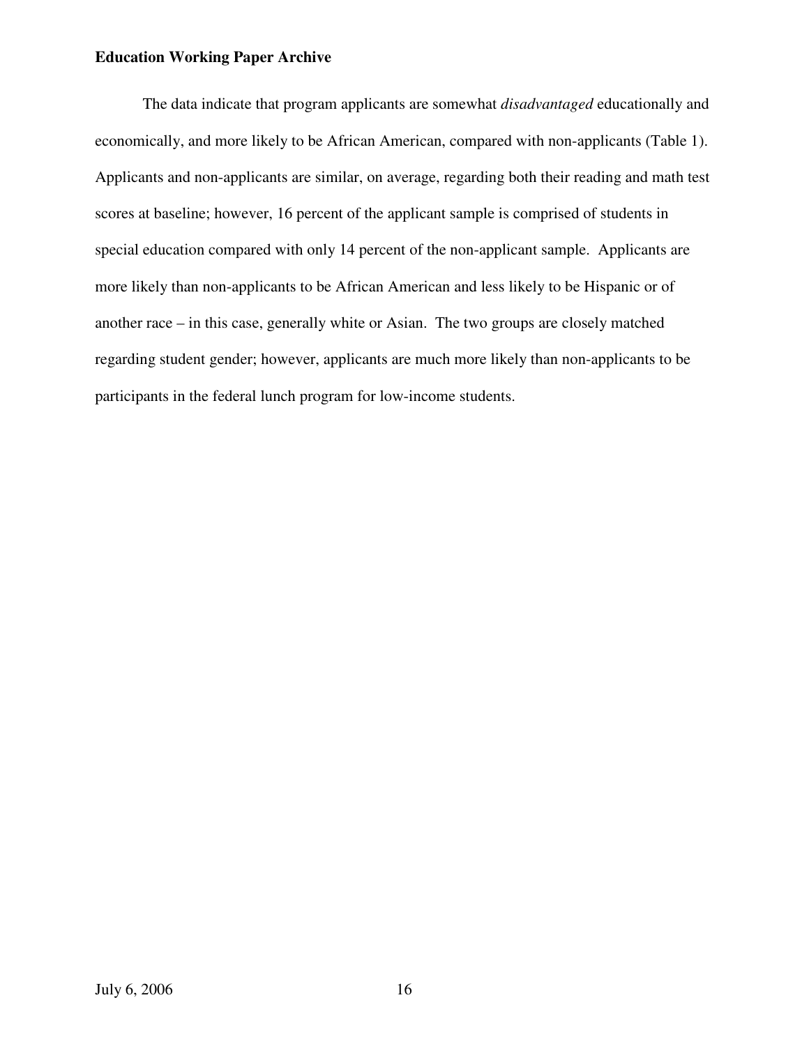The data indicate that program applicants are somewhat *disadvantaged* educationally and economically, and more likely to be African American, compared with non-applicants (Table 1). Applicants and non-applicants are similar, on average, regarding both their reading and math test scores at baseline; however, 16 percent of the applicant sample is comprised of students in special education compared with only 14 percent of the non-applicant sample. Applicants are more likely than non-applicants to be African American and less likely to be Hispanic or of another race – in this case, generally white or Asian. The two groups are closely matched regarding student gender; however, applicants are much more likely than non-applicants to be participants in the federal lunch program for low-income students.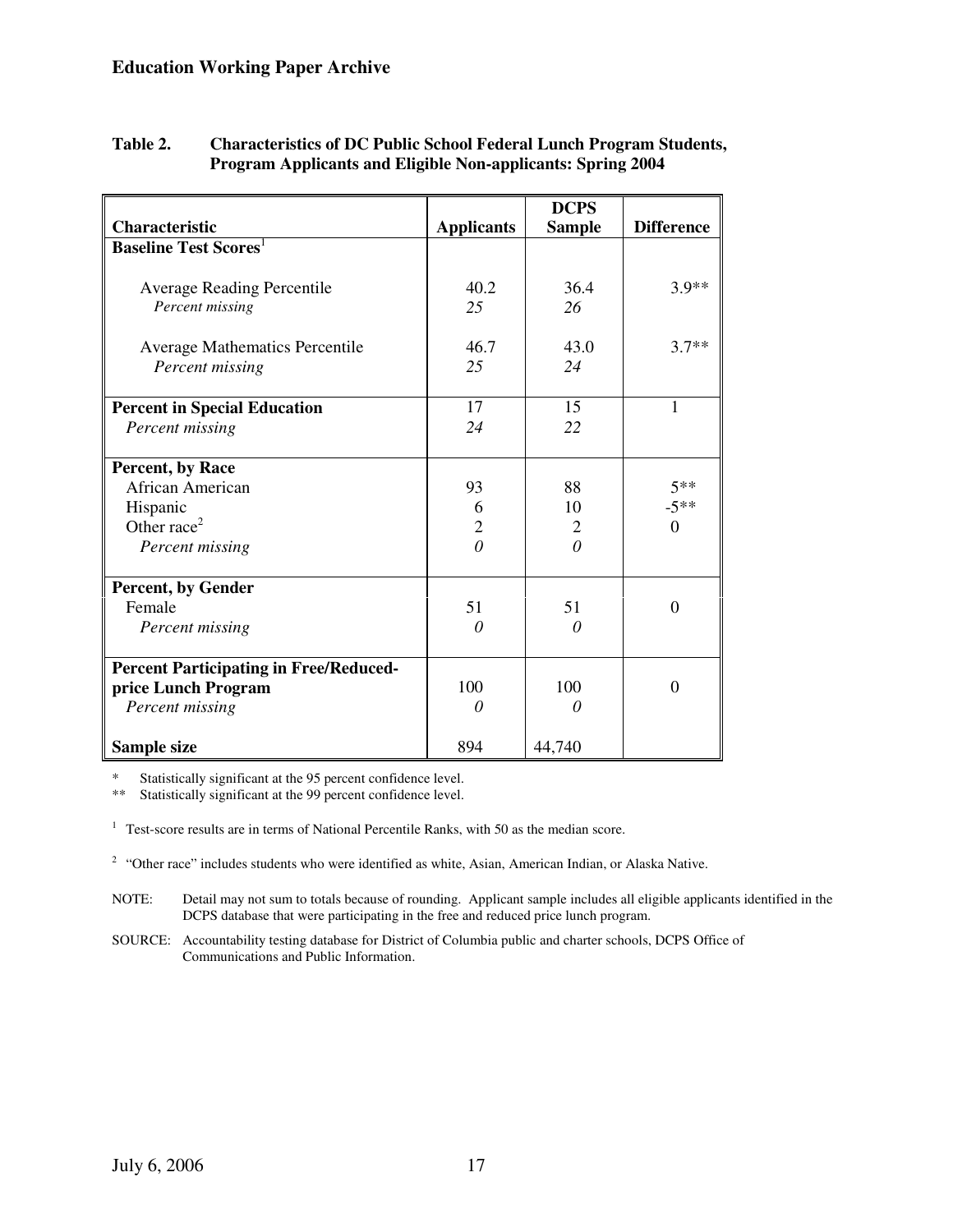**Table 2. Characteristics of DC Public School Federal Lunch Program Students, Program Applicants and Eligible Non-applicants: Spring 2004**

| Characteristic | Applicants | DCPS Sample | Difference |
|---|---|---|---|
| **Baseline Test Scores**[1] | | | |
| Average Reading Percentile | 40.2 | 36.4 | 3.9** |
| *Percent missing* | *25* | *26* | |
| Average Mathematics Percentile | 46.7 | 43.0 | 3.7** |
| *Percent missing* | *25* | *24* | |
| **Percent in Special Education** | 17 | 15 | 1 |
| *Percent missing* | *24* | *22* | |
| **Percent, by Race** | | | |
| African American | 93 | 88 | 5** |
| Hispanic | 6 | 10 | -5** |
| Other race[2] | 2 | 2 | 0 |
| *Percent missing* | *0* | *0* | |
| **Percent, by Gender** | | | |
| Female | 51 | 51 | 0 |
| *Percent missing* | *0* | *0* | |
| **Percent Participating in Free/Reduced-price Lunch Program** | 100 | 100 | 0 |
| *Percent missing* | *0* | *0* | |
| **Sample size** | 894 | 44,740 | |

\* Statistically significant at the 95 percent confidence level.

** Statistically significant at the 99 percent confidence level.

[1] Test-score results are in terms of National Percentile Ranks, with 50 as the median score.

[2] "Other race" includes students who were identified as white, Asian, American Indian, or Alaska Native.

NOTE: Detail may not sum to totals because of rounding. Applicant sample includes all eligible applicants identified in the DCPS database that were participating in the free and reduced price lunch program.

SOURCE: Accountability testing database for District of Columbia public and charter schools, DCPS Office of Communications and Public Information.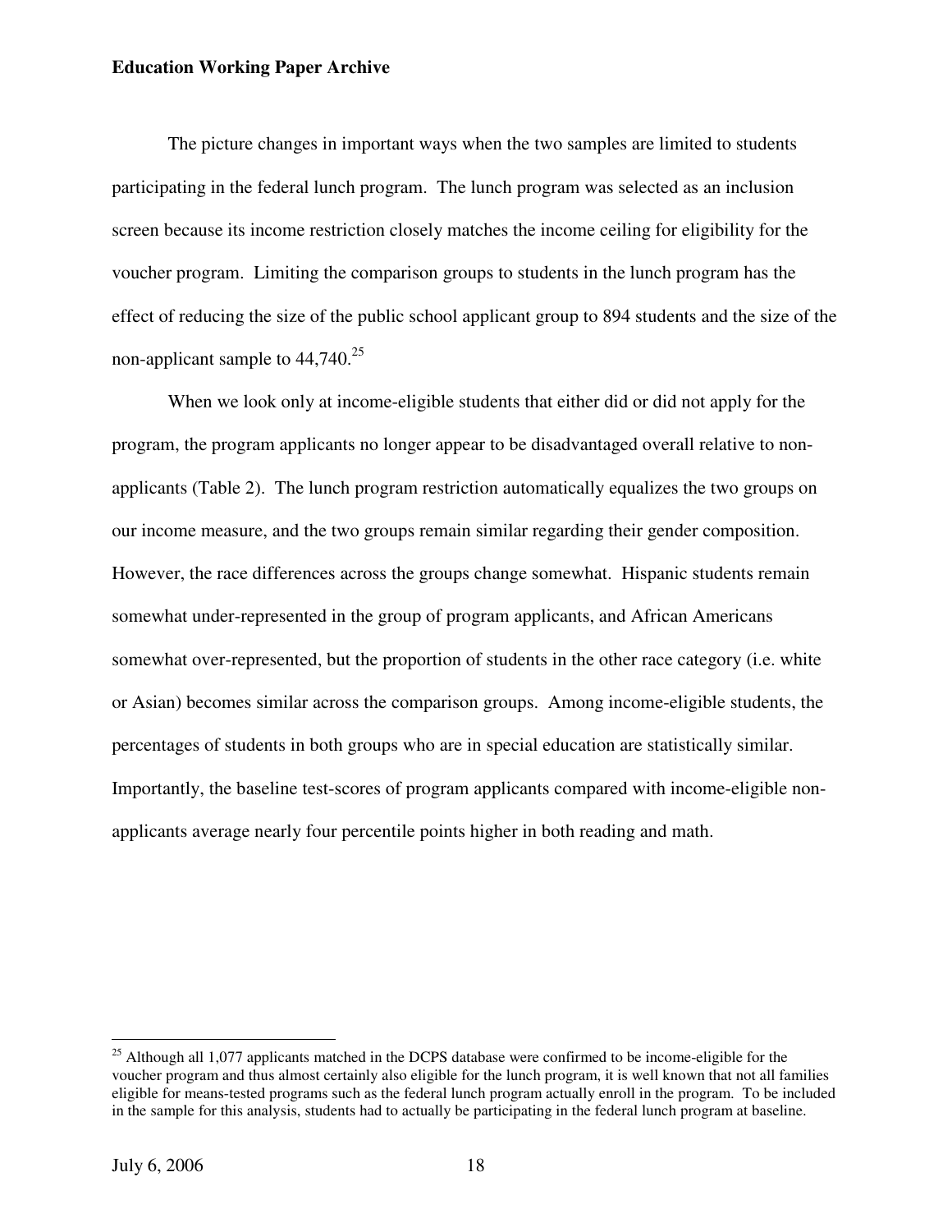The picture changes in important ways when the two samples are limited to students participating in the federal lunch program. The lunch program was selected as an inclusion screen because its income restriction closely matches the income ceiling for eligibility for the voucher program. Limiting the comparison groups to students in the lunch program has the effect of reducing the size of the public school applicant group to 894 students and the size of the non-applicant sample to 44,740.[25]

When we look only at income-eligible students that either did or did not apply for the program, the program applicants no longer appear to be disadvantaged overall relative to non-applicants (Table 2). The lunch program restriction automatically equalizes the two groups on our income measure, and the two groups remain similar regarding their gender composition. However, the race differences across the groups change somewhat. Hispanic students remain somewhat under-represented in the group of program applicants, and African Americans somewhat over-represented, but the proportion of students in the other race category (i.e. white or Asian) becomes similar across the comparison groups. Among income-eligible students, the percentages of students in both groups who are in special education are statistically similar. Importantly, the baseline test-scores of program applicants compared with income-eligible non-applicants average nearly four percentile points higher in both reading and math.

[25] Although all 1,077 applicants matched in the DCPS database were confirmed to be income-eligible for the voucher program and thus almost certainly also eligible for the lunch program, it is well known that not all families eligible for means-tested programs such as the federal lunch program actually enroll in the program. To be included in the sample for this analysis, students had to actually be participating in the federal lunch program at baseline.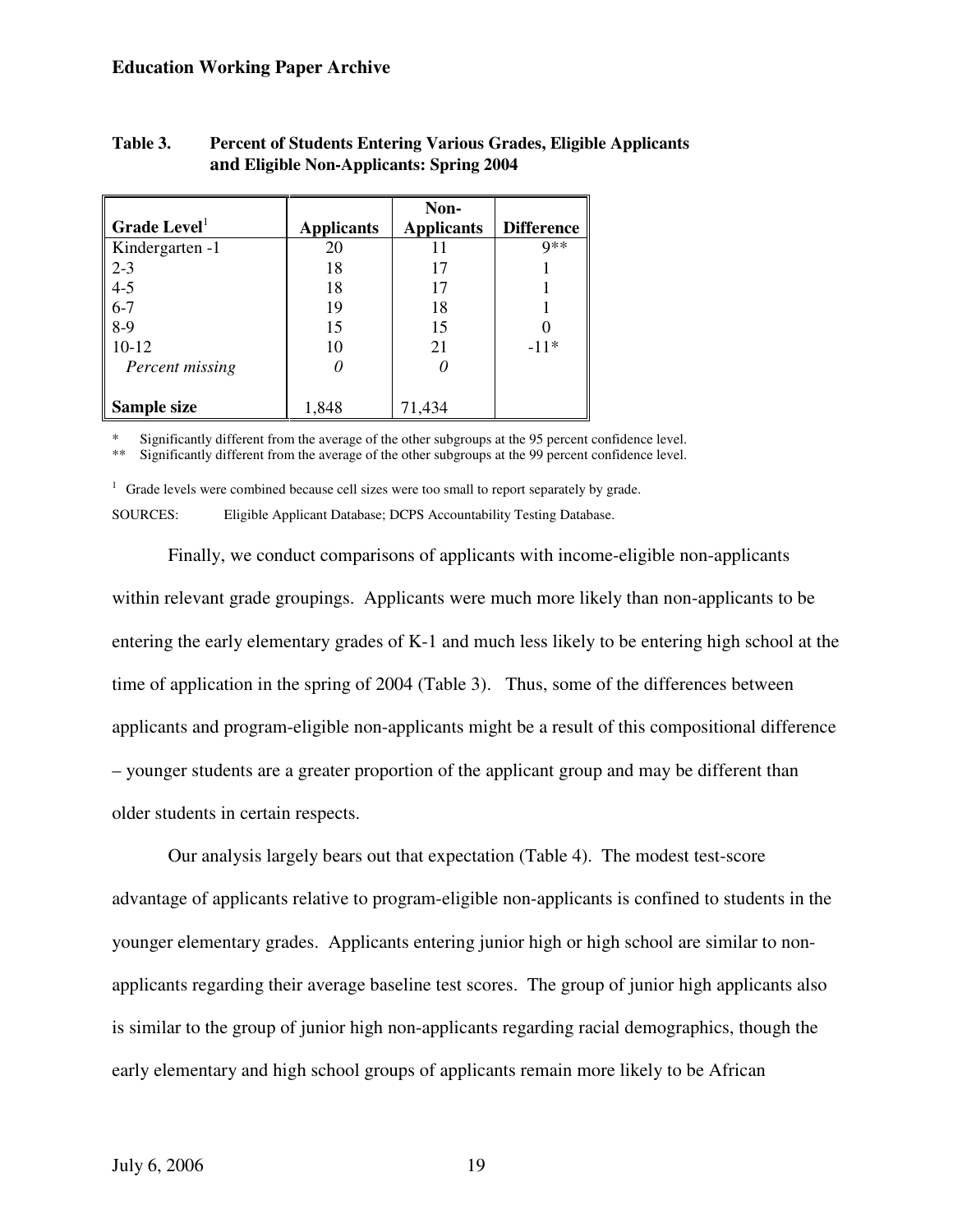**Table 3. Percent of Students Entering Various Grades, Eligible Applicants and Eligible Non-Applicants: Spring 2004**

| Grade Level[1] | Applicants | Non-Applicants | Difference |
|---|---|---|---|
| Kindergarten -1 | 20 | 11 | 9** |
| 2-3 | 18 | 17 | 1 |
| 4-5 | 18 | 17 | 1 |
| 6-7 | 19 | 18 | 1 |
| 8-9 | 15 | 15 | 0 |
| 10-12 | 10 | 21 | -11* |
| *Percent missing* | *0* | *0* | |
| **Sample size** | 1,848 | 71,434 | |

\* Significantly different from the average of the other subgroups at the 95 percent confidence level.
\** Significantly different from the average of the other subgroups at the 99 percent confidence level.

[1] Grade levels were combined because cell sizes were too small to report separately by grade.

SOURCES: Eligible Applicant Database; DCPS Accountability Testing Database.

Finally, we conduct comparisons of applicants with income-eligible non-applicants within relevant grade groupings. Applicants were much more likely than non-applicants to be entering the early elementary grades of K-1 and much less likely to be entering high school at the time of application in the spring of 2004 (Table 3). Thus, some of the differences between applicants and program-eligible non-applicants might be a result of this compositional difference – younger students are a greater proportion of the applicant group and may be different than older students in certain respects.

Our analysis largely bears out that expectation (Table 4). The modest test-score advantage of applicants relative to program-eligible non-applicants is confined to students in the younger elementary grades. Applicants entering junior high or high school are similar to non-applicants regarding their average baseline test scores. The group of junior high applicants also is similar to the group of junior high non-applicants regarding racial demographics, though the early elementary and high school groups of applicants remain more likely to be African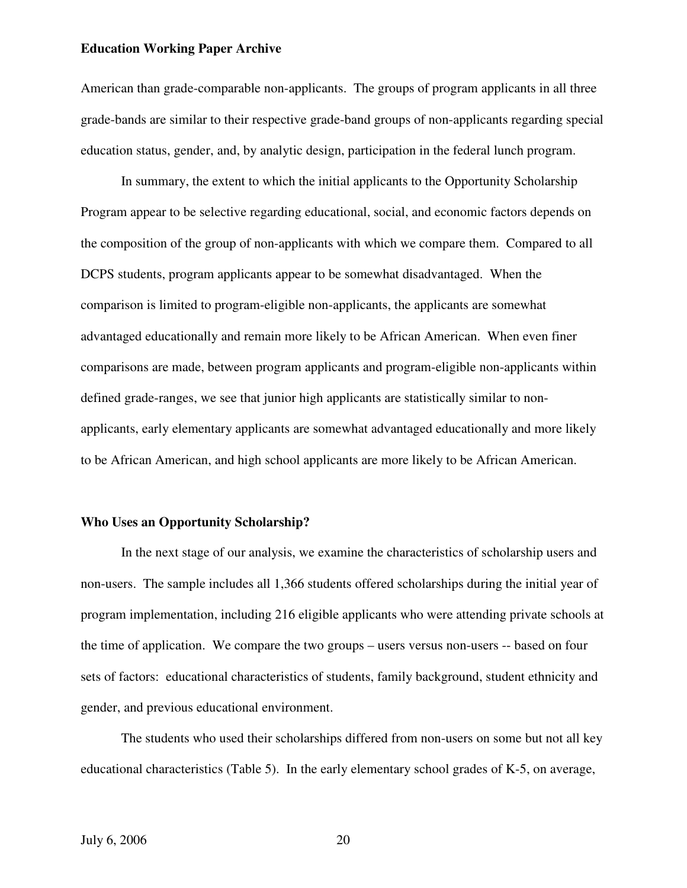American than grade-comparable non-applicants. The groups of program applicants in all three grade-bands are similar to their respective grade-band groups of non-applicants regarding special education status, gender, and, by analytic design, participation in the federal lunch program.

In summary, the extent to which the initial applicants to the Opportunity Scholarship Program appear to be selective regarding educational, social, and economic factors depends on the composition of the group of non-applicants with which we compare them. Compared to all DCPS students, program applicants appear to be somewhat disadvantaged. When the comparison is limited to program-eligible non-applicants, the applicants are somewhat advantaged educationally and remain more likely to be African American. When even finer comparisons are made, between program applicants and program-eligible non-applicants within defined grade-ranges, we see that junior high applicants are statistically similar to non-applicants, early elementary applicants are somewhat advantaged educationally and more likely to be African American, and high school applicants are more likely to be African American.

## Who Uses an Opportunity Scholarship?

In the next stage of our analysis, we examine the characteristics of scholarship users and non-users. The sample includes all 1,366 students offered scholarships during the initial year of program implementation, including 216 eligible applicants who were attending private schools at the time of application. We compare the two groups – users versus non-users -- based on four sets of factors: educational characteristics of students, family background, student ethnicity and gender, and previous educational environment.

The students who used their scholarships differed from non-users on some but not all key educational characteristics (Table 5). In the early elementary school grades of K-5, on average,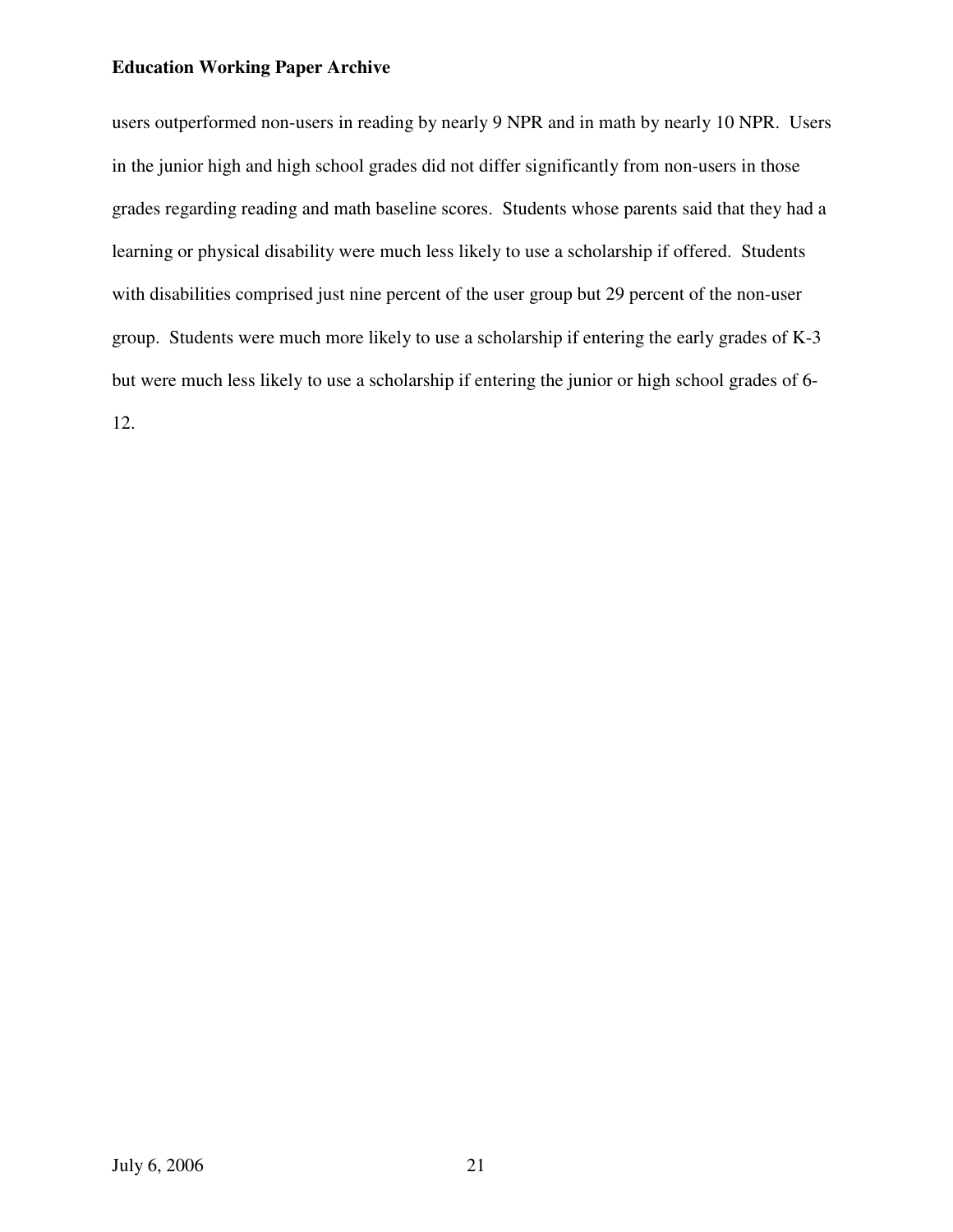users outperformed non-users in reading by nearly 9 NPR and in math by nearly 10 NPR. Users in the junior high and high school grades did not differ significantly from non-users in those grades regarding reading and math baseline scores. Students whose parents said that they had a learning or physical disability were much less likely to use a scholarship if offered. Students with disabilities comprised just nine percent of the user group but 29 percent of the non-user group. Students were much more likely to use a scholarship if entering the early grades of K-3 but were much less likely to use a scholarship if entering the junior or high school grades of 6-12.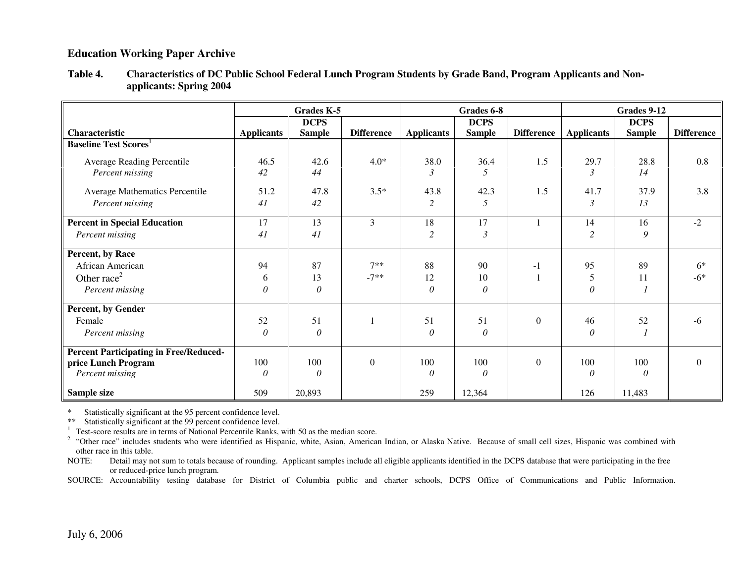**Table 4. Characteristics of DC Public School Federal Lunch Program Students by Grade Band, Program Applicants and Non-applicants: Spring 2004**

| Characteristic | Grades K-5 | | | Grades 6-8 | | | Grades 9-12 | | |
|---|---|---|---|---|---|---|---|---|---|
| | Applicants | DCPS Sample | Difference | Applicants | DCPS Sample | Difference | Applicants | DCPS Sample | Difference |
| **Baseline Test Scores**[1] | | | | | | | | | |
| Average Reading Percentile | 46.5 | 42.6 | 4.0* | 38.0 | 36.4 | 1.5 | 29.7 | 28.8 | 0.8 |
| *Percent missing* | *42* | *44* | | *3* | *5* | | *3* | *14* | |
| Average Mathematics Percentile | 51.2 | 47.8 | 3.5* | 43.8 | 42.3 | 1.5 | 41.7 | 37.9 | 3.8 |
| *Percent missing* | *41* | *42* | | *2* | *5* | | *3* | *13* | |
| **Percent in Special Education** | 17 | 13 | 3 | 18 | 17 | 1 | 14 | 16 | -2 |
| *Percent missing* | *41* | *41* | | *2* | *3* | | *2* | *9* | |
| **Percent, by Race** | | | | | | | | | |
| African American | 94 | 87 | 7** | 88 | 90 | -1 | 95 | 89 | 6* |
| Other race[2] | 6 | 13 | -7** | 12 | 10 | 1 | 5 | 11 | -6* |
| *Percent missing* | *0* | *0* | | *0* | *0* | | *0* | *1* | |
| **Percent, by Gender** | | | | | | | | | |
| Female | 52 | 51 | 1 | 51 | 51 | 0 | 46 | 52 | -6 |
| *Percent missing* | *0* | *0* | | *0* | *0* | | *0* | *1* | |
| **Percent Participating in Free/Reduced-price Lunch Program** | 100 | 100 | 0 | 100 | 100 | 0 | 100 | 100 | 0 |
| *Percent missing* | *0* | *0* | | *0* | *0* | | *0* | *0* | |
| **Sample size** | 509 | 20,893 | | 259 | 12,364 | | 126 | 11,483 | |

\* Statistically significant at the 95 percent confidence level.

\*\* Statistically significant at the 99 percent confidence level.

[1] Test-score results are in terms of National Percentile Ranks, with 50 as the median score.

[2] "Other race" includes students who were identified as Hispanic, white, Asian, American Indian, or Alaska Native. Because of small cell sizes, Hispanic was combined with other race in this table.

NOTE: Detail may not sum to totals because of rounding. Applicant samples include all eligible applicants identified in the DCPS database that were participating in the free or reduced-price lunch program.

SOURCE: Accountability testing database for District of Columbia public and charter schools, DCPS Office of Communications and Public Information.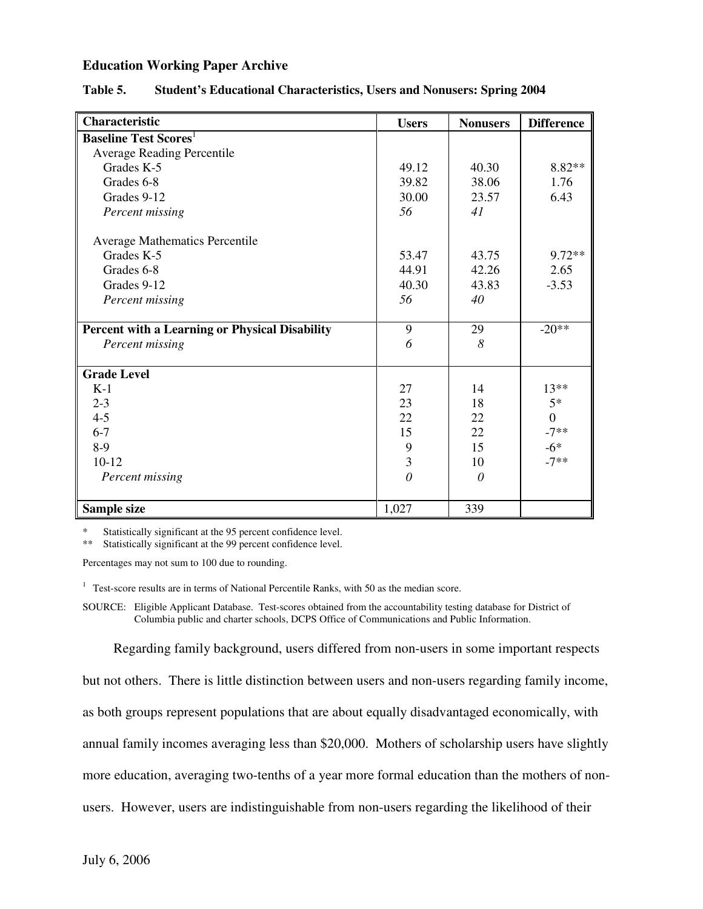**Table 5. Student's Educational Characteristics, Users and Nonusers: Spring 2004**

| Characteristic | Users | Nonusers | Difference |
|---|---|---|---|
| **Baseline Test Scores**[1] | | | |
| Average Reading Percentile | | | |
| Grades K-5 | 49.12 | 40.30 | 8.82** |
| Grades 6-8 | 39.82 | 38.06 | 1.76 |
| Grades 9-12 | 30.00 | 23.57 | 6.43 |
| *Percent missing* | *56* | *41* | |
| Average Mathematics Percentile | | | |
| Grades K-5 | 53.47 | 43.75 | 9.72** |
| Grades 6-8 | 44.91 | 42.26 | 2.65 |
| Grades 9-12 | 40.30 | 43.83 | -3.53 |
| *Percent missing* | *56* | *40* | |
| **Percent with a Learning or Physical Disability** | 9 | 29 | -20** |
| *Percent missing* | *6* | *8* | |
| **Grade Level** | | | |
| K-1 | 27 | 14 | 13** |
| 2-3 | 23 | 18 | 5* |
| 4-5 | 22 | 22 | 0 |
| 6-7 | 15 | 22 | -7** |
| 8-9 | 9 | 15 | -6* |
| 10-12 | 3 | 10 | -7** |
| *Percent missing* | *0* | *0* | |
| **Sample size** | 1,027 | 339 | |

\* Statistically significant at the 95 percent confidence level.

\*\* Statistically significant at the 99 percent confidence level.

Percentages may not sum to 100 due to rounding.

[1] Test-score results are in terms of National Percentile Ranks, with 50 as the median score.

SOURCE: Eligible Applicant Database. Test-scores obtained from the accountability testing database for District of Columbia public and charter schools, DCPS Office of Communications and Public Information.

Regarding family background, users differed from non-users in some important respects but not others. There is little distinction between users and non-users regarding family income, as both groups represent populations that are about equally disadvantaged economically, with annual family incomes averaging less than $20,000. Mothers of scholarship users have slightly more education, averaging two-tenths of a year more formal education than the mothers of non-users. However, users are indistinguishable from non-users regarding the likelihood of their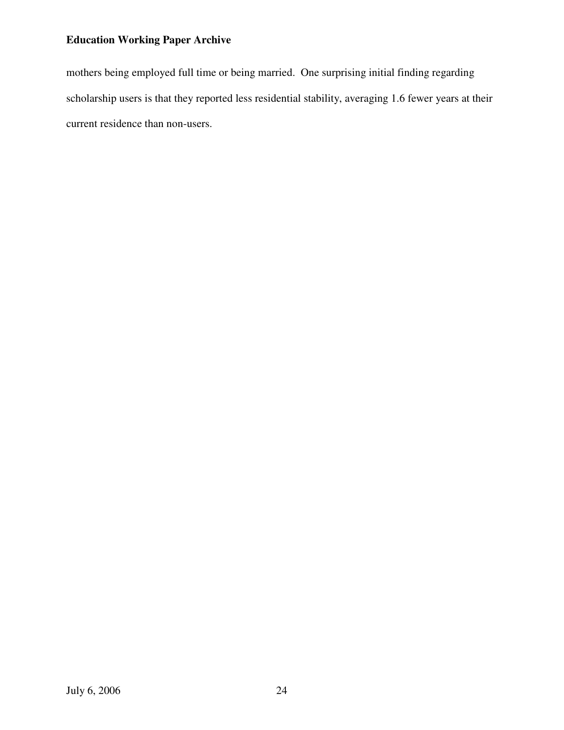mothers being employed full time or being married. One surprising initial finding regarding scholarship users is that they reported less residential stability, averaging 1.6 fewer years at their current residence than non-users.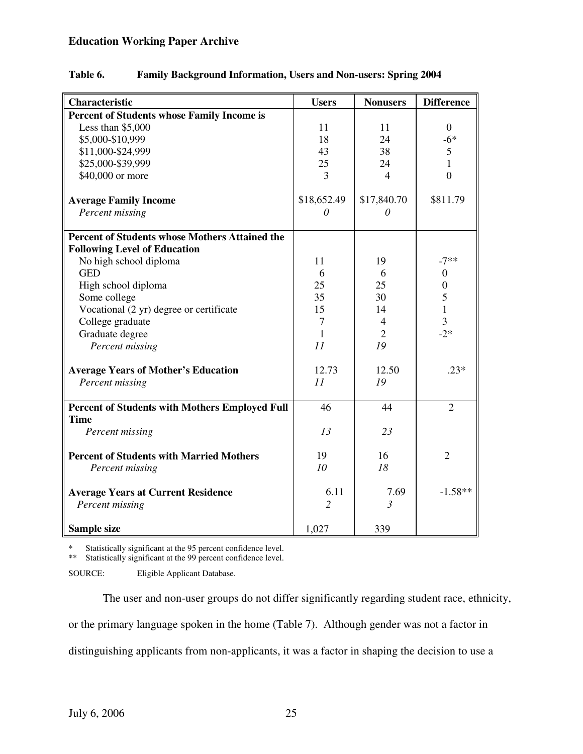**Table 6. Family Background Information, Users and Non-users: Spring 2004**

| Characteristic | Users | Nonusers | Difference |
|---|---|---|---|
| **Percent of Students whose Family Income is** | | | |
| Less than $5,000 | 11 | 11 | 0 |
| $5,000-$10,999 | 18 | 24 | -6* |
| $11,000-$24,999 | 43 | 38 | 5 |
| $25,000-$39,999 | 25 | 24 | 1 |
| $40,000 or more | 3 | 4 | 0 |
| **Average Family Income** | $18,652.49 | $17,840.70 | $811.79 |
| *Percent missing* | *0* | *0* | |
| **Percent of Students whose Mothers Attained the Following Level of Education** | | | |
| No high school diploma | 11 | 19 | -7** |
| GED | 6 | 6 | 0 |
| High school diploma | 25 | 25 | 0 |
| Some college | 35 | 30 | 5 |
| Vocational (2 yr) degree or certificate | 15 | 14 | 1 |
| College graduate | 7 | 4 | 3 |
| Graduate degree | 1 | 2 | -2* |
| *Percent missing* | *11* | *19* | |
| **Average Years of Mother's Education** | 12.73 | 12.50 | .23* |
| *Percent missing* | *11* | *19* | |
| **Percent of Students with Mothers Employed Full Time** | 46 | 44 | 2 |
| *Percent missing* | *13* | *23* | |
| **Percent of Students with Married Mothers** | 19 | 16 | 2 |
| *Percent missing* | *10* | *18* | |
| **Average Years at Current Residence** | 6.11 | 7.69 | -1.58** |
| *Percent missing* | *2* | *3* | |
| **Sample size** | 1,027 | 339 | |

\* Statistically significant at the 95 percent confidence level.
\*\* Statistically significant at the 99 percent confidence level.

SOURCE: Eligible Applicant Database.

The user and non-user groups do not differ significantly regarding student race, ethnicity, or the primary language spoken in the home (Table 7). Although gender was not a factor in distinguishing applicants from non-applicants, it was a factor in shaping the decision to use a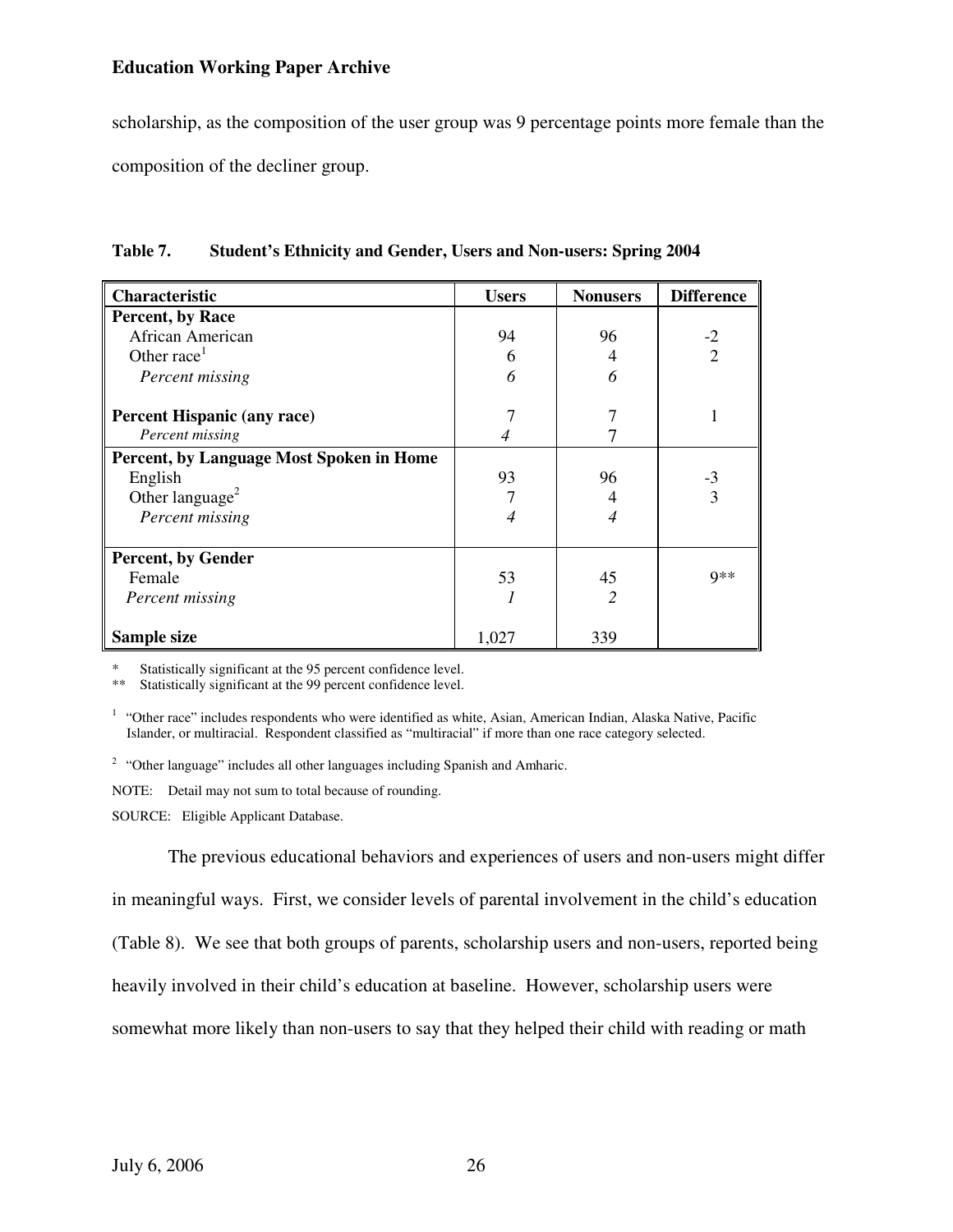scholarship, as the composition of the user group was 9 percentage points more female than the composition of the decliner group.

**Table 7. Student's Ethnicity and Gender, Users and Non-users: Spring 2004**

| Characteristic | Users | Nonusers | Difference |
|---|---|---|---|
| **Percent, by Race** | | | |
| African American | 94 | 96 | -2 |
| Other race[1] | 6 | 4 | 2 |
| *Percent missing* | *6* | *6* | |
| **Percent Hispanic (any race)** | 7 | 7 | 1 |
| *Percent missing* | *4* | 7 | |
| **Percent, by Language Most Spoken in Home** | | | |
| English | 93 | 96 | -3 |
| Other language[2] | 7 | 4 | 3 |
| *Percent missing* | *4* | *4* | |
| **Percent, by Gender** | | | |
| Female | 53 | 45 | 9** |
| *Percent missing* | *1* | *2* | |
| **Sample size** | 1,027 | 339 | |

\* Statistically significant at the 95 percent confidence level.
\*\* Statistically significant at the 99 percent confidence level.

[1] "Other race" includes respondents who were identified as white, Asian, American Indian, Alaska Native, Pacific Islander, or multiracial. Respondent classified as "multiracial" if more than one race category selected.

[2] "Other language" includes all other languages including Spanish and Amharic.

NOTE: Detail may not sum to total because of rounding.

SOURCE: Eligible Applicant Database.

The previous educational behaviors and experiences of users and non-users might differ in meaningful ways. First, we consider levels of parental involvement in the child's education (Table 8). We see that both groups of parents, scholarship users and non-users, reported being heavily involved in their child's education at baseline. However, scholarship users were somewhat more likely than non-users to say that they helped their child with reading or math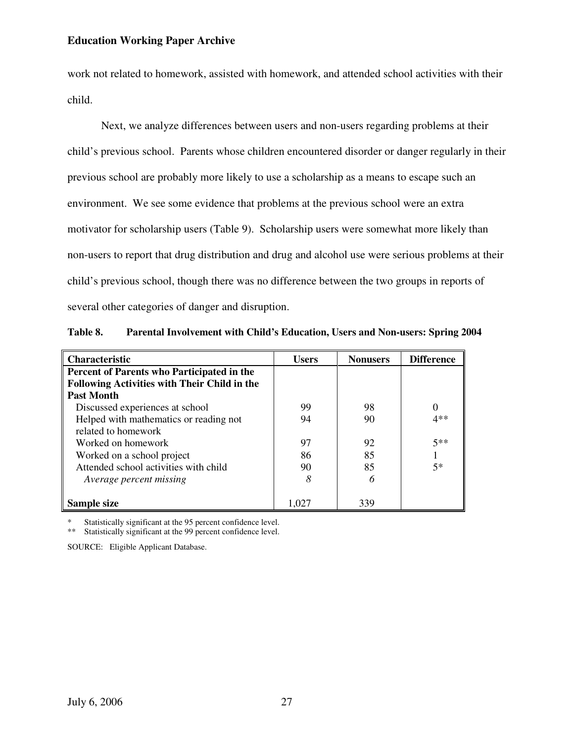work not related to homework, assisted with homework, and attended school activities with their child.

Next, we analyze differences between users and non-users regarding problems at their child's previous school. Parents whose children encountered disorder or danger regularly in their previous school are probably more likely to use a scholarship as a means to escape such an environment. We see some evidence that problems at the previous school were an extra motivator for scholarship users (Table 9). Scholarship users were somewhat more likely than non-users to report that drug distribution and drug and alcohol use were serious problems at their child's previous school, though there was no difference between the two groups in reports of several other categories of danger and disruption.

**Table 8. Parental Involvement with Child's Education, Users and Non-users: Spring 2004**

| Characteristic | Users | Nonusers | Difference |
|---|---|---|---|
| **Percent of Parents who Participated in the Following Activities with Their Child in the Past Month** | | | |
| Discussed experiences at school | 99 | 98 | 0 |
| Helped with mathematics or reading not related to homework | 94 | 90 | 4** |
| Worked on homework | 97 | 92 | 5** |
| Worked on a school project | 86 | 85 | 1 |
| Attended school activities with child | 90 | 85 | 5* |
| *Average percent missing* | *8* | *6* | |
| **Sample size** | 1,027 | 339 | |

\* Statistically significant at the 95 percent confidence level.
\** Statistically significant at the 99 percent confidence level.

SOURCE: Eligible Applicant Database.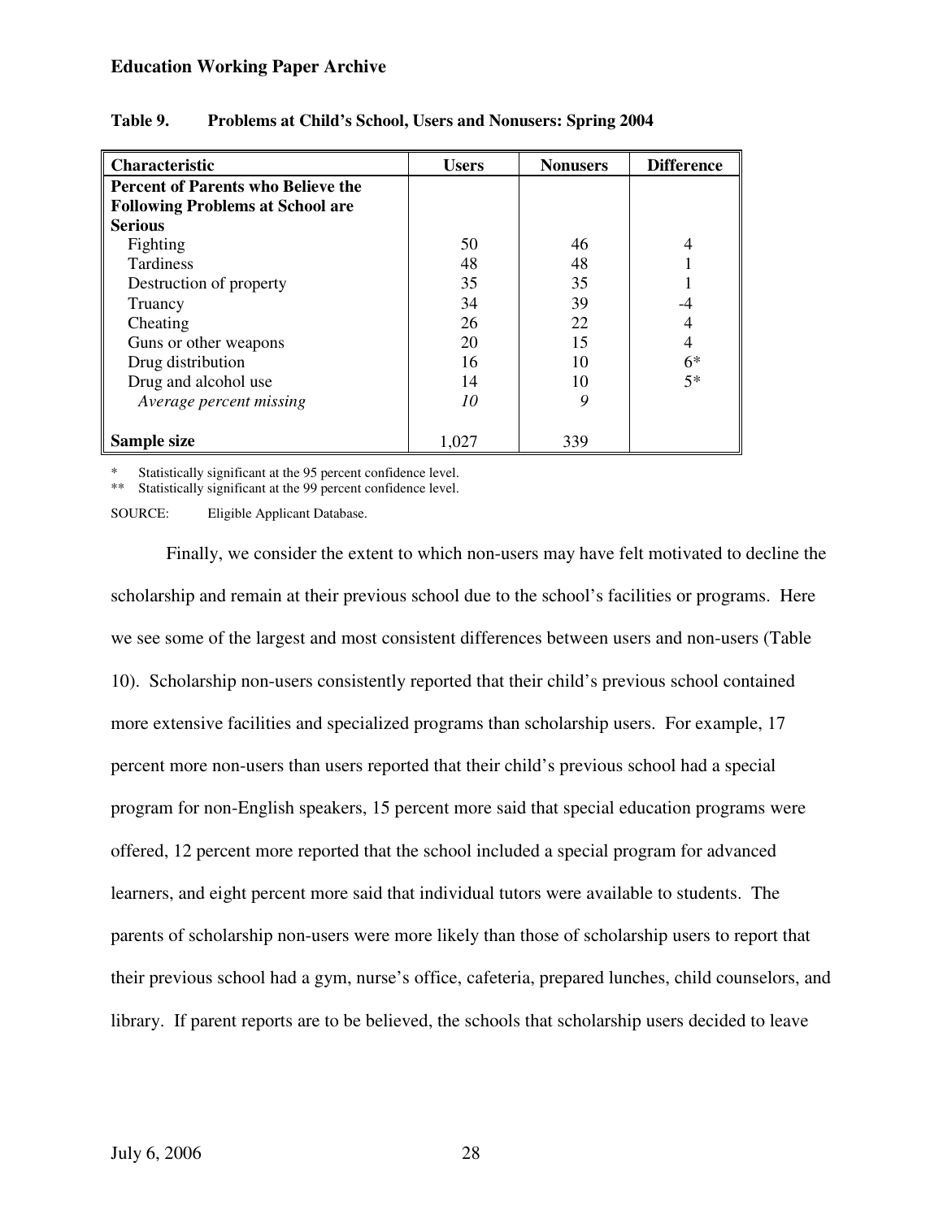**Table 9. Problems at Child's School, Users and Nonusers: Spring 2004**

| Characteristic | Users | Nonusers | Difference |
|---|---|---|---|
| **Percent of Parents who Believe the Following Problems at School are Serious** | | | |
| Fighting | 50 | 46 | 4 |
| Tardiness | 48 | 48 | 1 |
| Destruction of property | 35 | 35 | 1 |
| Truancy | 34 | 39 | -4 |
| Cheating | 26 | 22 | 4 |
| Guns or other weapons | 20 | 15 | 4 |
| Drug distribution | 16 | 10 | 6* |
| Drug and alcohol use | 14 | 10 | 5* |
| *Average percent missing* | *10* | *9* | |
| **Sample size** | 1,027 | 339 | |

\* Statistically significant at the 95 percent confidence level.
\*\* Statistically significant at the 99 percent confidence level.

SOURCE: Eligible Applicant Database.

Finally, we consider the extent to which non-users may have felt motivated to decline the scholarship and remain at their previous school due to the school's facilities or programs. Here we see some of the largest and most consistent differences between users and non-users (Table 10). Scholarship non-users consistently reported that their child's previous school contained more extensive facilities and specialized programs than scholarship users. For example, 17 percent more non-users than users reported that their child's previous school had a special program for non-English speakers, 15 percent more said that special education programs were offered, 12 percent more reported that the school included a special program for advanced learners, and eight percent more said that individual tutors were available to students. The parents of scholarship non-users were more likely than those of scholarship users to report that their previous school had a gym, nurse's office, cafeteria, prepared lunches, child counselors, and library. If parent reports are to be believed, the schools that scholarship users decided to leave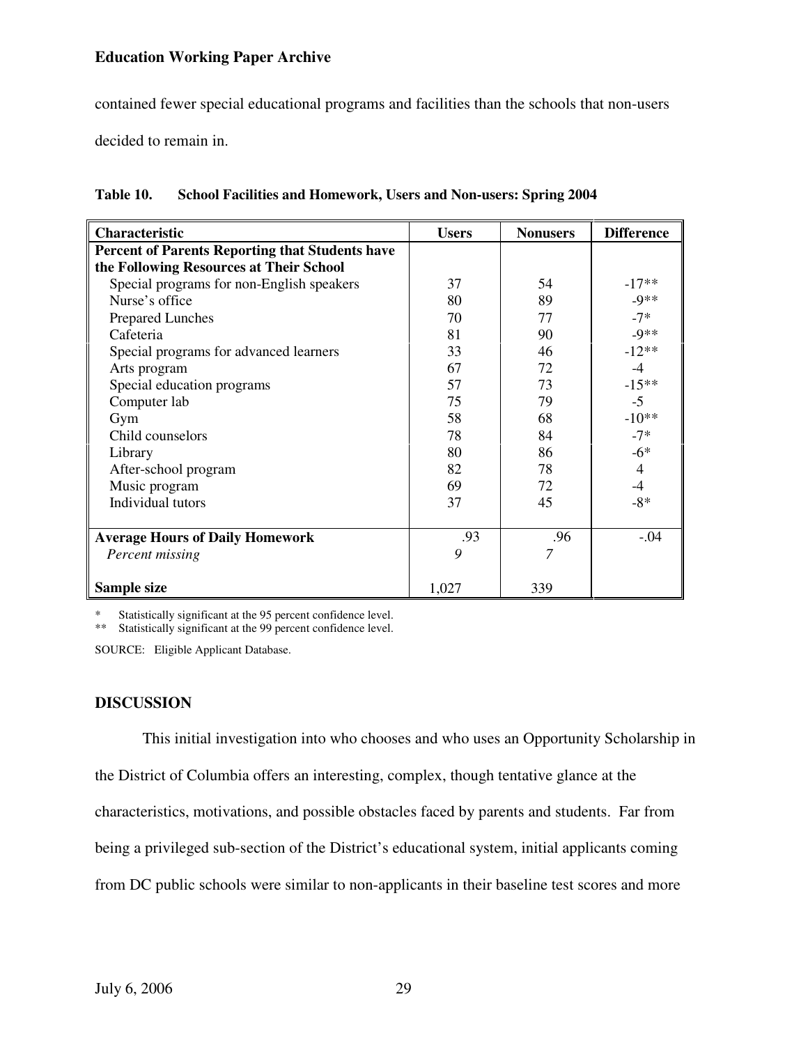contained fewer special educational programs and facilities than the schools that non-users decided to remain in.

**Table 10. School Facilities and Homework, Users and Non-users: Spring 2004**

| Characteristic | Users | Nonusers | Difference |
|---|---|---|---|
| **Percent of Parents Reporting that Students have the Following Resources at Their School** | | | |
| Special programs for non-English speakers | 37 | 54 | -17** |
| Nurse's office | 80 | 89 | -9** |
| Prepared Lunches | 70 | 77 | -7* |
| Cafeteria | 81 | 90 | -9** |
| Special programs for advanced learners | 33 | 46 | -12** |
| Arts program | 67 | 72 | -4 |
| Special education programs | 57 | 73 | -15** |
| Computer lab | 75 | 79 | -5 |
| Gym | 58 | 68 | -10** |
| Child counselors | 78 | 84 | -7* |
| Library | 80 | 86 | -6* |
| After-school program | 82 | 78 | 4 |
| Music program | 69 | 72 | -4 |
| Individual tutors | 37 | 45 | -8* |
| **Average Hours of Daily Homework** | .93 | .96 | -.04 |
| *Percent missing* | *9* | *7* | |
| **Sample size** | 1,027 | 339 | |

\* Statistically significant at the 95 percent confidence level.
\*\* Statistically significant at the 99 percent confidence level.

SOURCE: Eligible Applicant Database.

## DISCUSSION

This initial investigation into who chooses and who uses an Opportunity Scholarship in the District of Columbia offers an interesting, complex, though tentative glance at the characteristics, motivations, and possible obstacles faced by parents and students. Far from being a privileged sub-section of the District's educational system, initial applicants coming from DC public schools were similar to non-applicants in their baseline test scores and more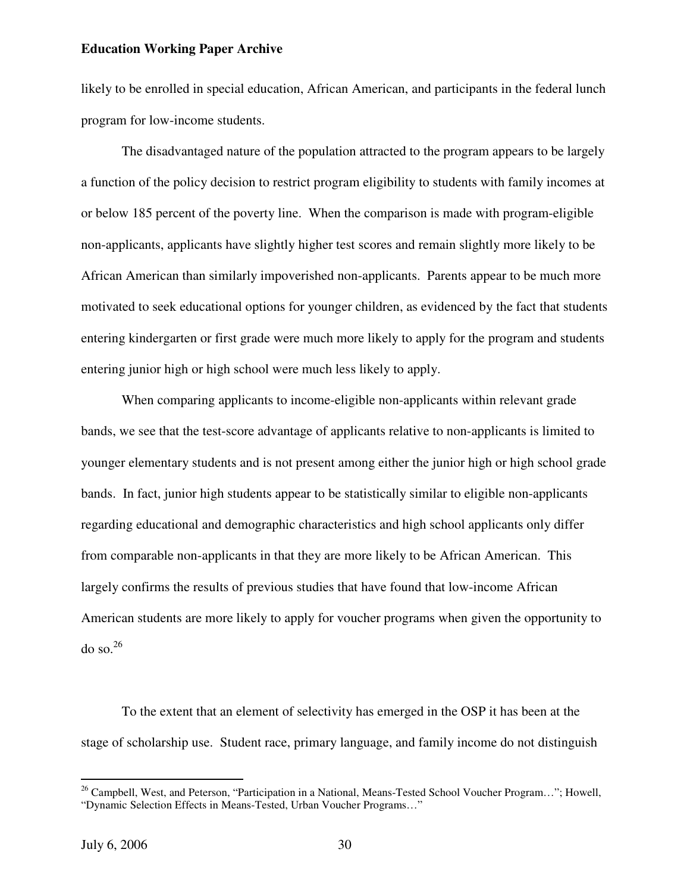likely to be enrolled in special education, African American, and participants in the federal lunch program for low-income students.

The disadvantaged nature of the population attracted to the program appears to be largely a function of the policy decision to restrict program eligibility to students with family incomes at or below 185 percent of the poverty line. When the comparison is made with program-eligible non-applicants, applicants have slightly higher test scores and remain slightly more likely to be African American than similarly impoverished non-applicants. Parents appear to be much more motivated to seek educational options for younger children, as evidenced by the fact that students entering kindergarten or first grade were much more likely to apply for the program and students entering junior high or high school were much less likely to apply.

When comparing applicants to income-eligible non-applicants within relevant grade bands, we see that the test-score advantage of applicants relative to non-applicants is limited to younger elementary students and is not present among either the junior high or high school grade bands. In fact, junior high students appear to be statistically similar to eligible non-applicants regarding educational and demographic characteristics and high school applicants only differ from comparable non-applicants in that they are more likely to be African American. This largely confirms the results of previous studies that have found that low-income African American students are more likely to apply for voucher programs when given the opportunity to do so.[26]

To the extent that an element of selectivity has emerged in the OSP it has been at the stage of scholarship use. Student race, primary language, and family income do not distinguish

[26] Campbell, West, and Peterson, "Participation in a National, Means-Tested School Voucher Program…"; Howell, "Dynamic Selection Effects in Means-Tested, Urban Voucher Programs…"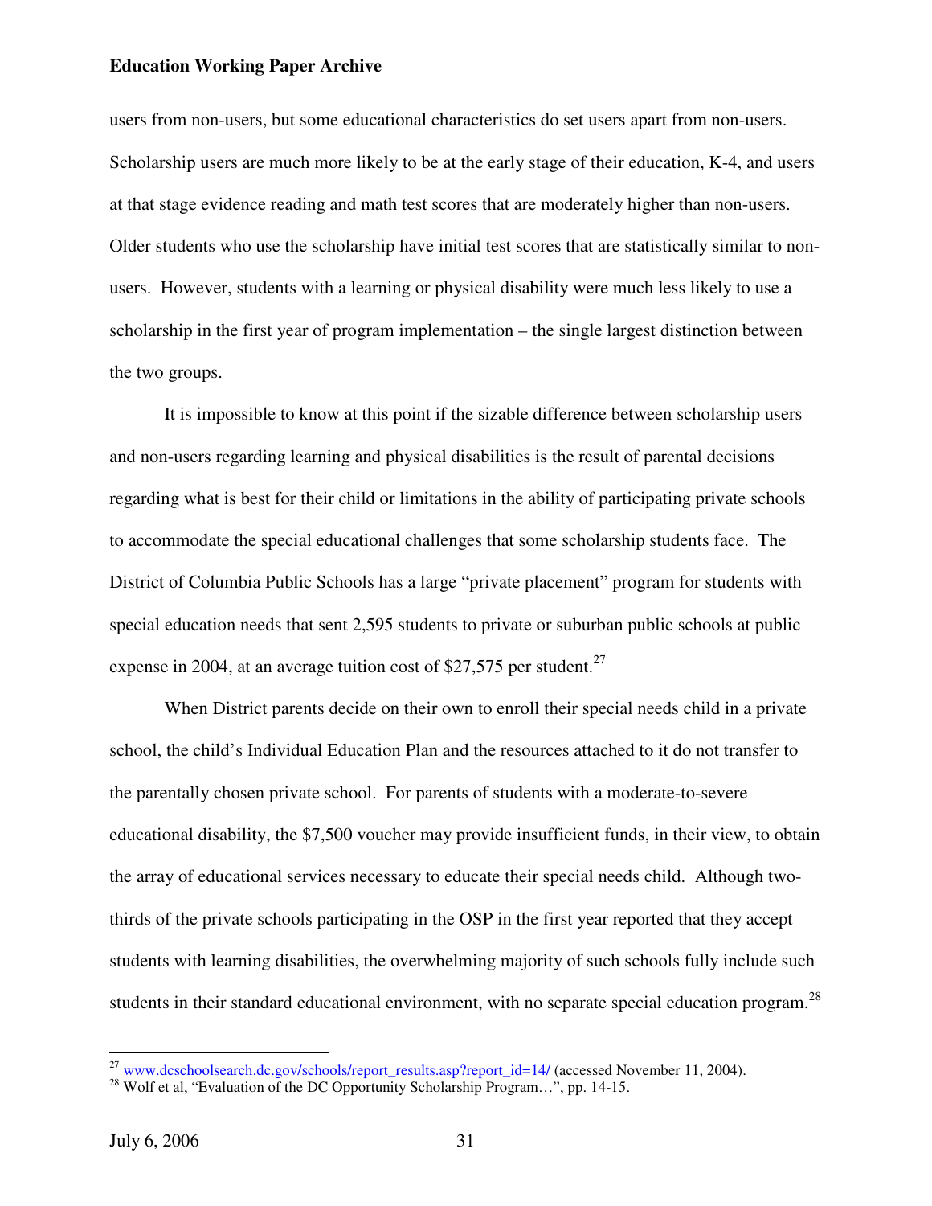users from non-users, but some educational characteristics do set users apart from non-users. Scholarship users are much more likely to be at the early stage of their education, K-4, and users at that stage evidence reading and math test scores that are moderately higher than non-users. Older students who use the scholarship have initial test scores that are statistically similar to non-users. However, students with a learning or physical disability were much less likely to use a scholarship in the first year of program implementation – the single largest distinction between the two groups.

It is impossible to know at this point if the sizable difference between scholarship users and non-users regarding learning and physical disabilities is the result of parental decisions regarding what is best for their child or limitations in the ability of participating private schools to accommodate the special educational challenges that some scholarship students face. The District of Columbia Public Schools has a large "private placement" program for students with special education needs that sent 2,595 students to private or suburban public schools at public expense in 2004, at an average tuition cost of $27,575 per student.[27]

When District parents decide on their own to enroll their special needs child in a private school, the child's Individual Education Plan and the resources attached to it do not transfer to the parentally chosen private school. For parents of students with a moderate-to-severe educational disability, the $7,500 voucher may provide insufficient funds, in their view, to obtain the array of educational services necessary to educate their special needs child. Although two-thirds of the private schools participating in the OSP in the first year reported that they accept students with learning disabilities, the overwhelming majority of such schools fully include such students in their standard educational environment, with no separate special education program.[28]

---

[27] www.dcschoolsearch.dc.gov/schools/report_results.asp?report_id=14/ (accessed November 11, 2004).
[28] Wolf et al, "Evaluation of the DC Opportunity Scholarship Program…", pp. 14-15.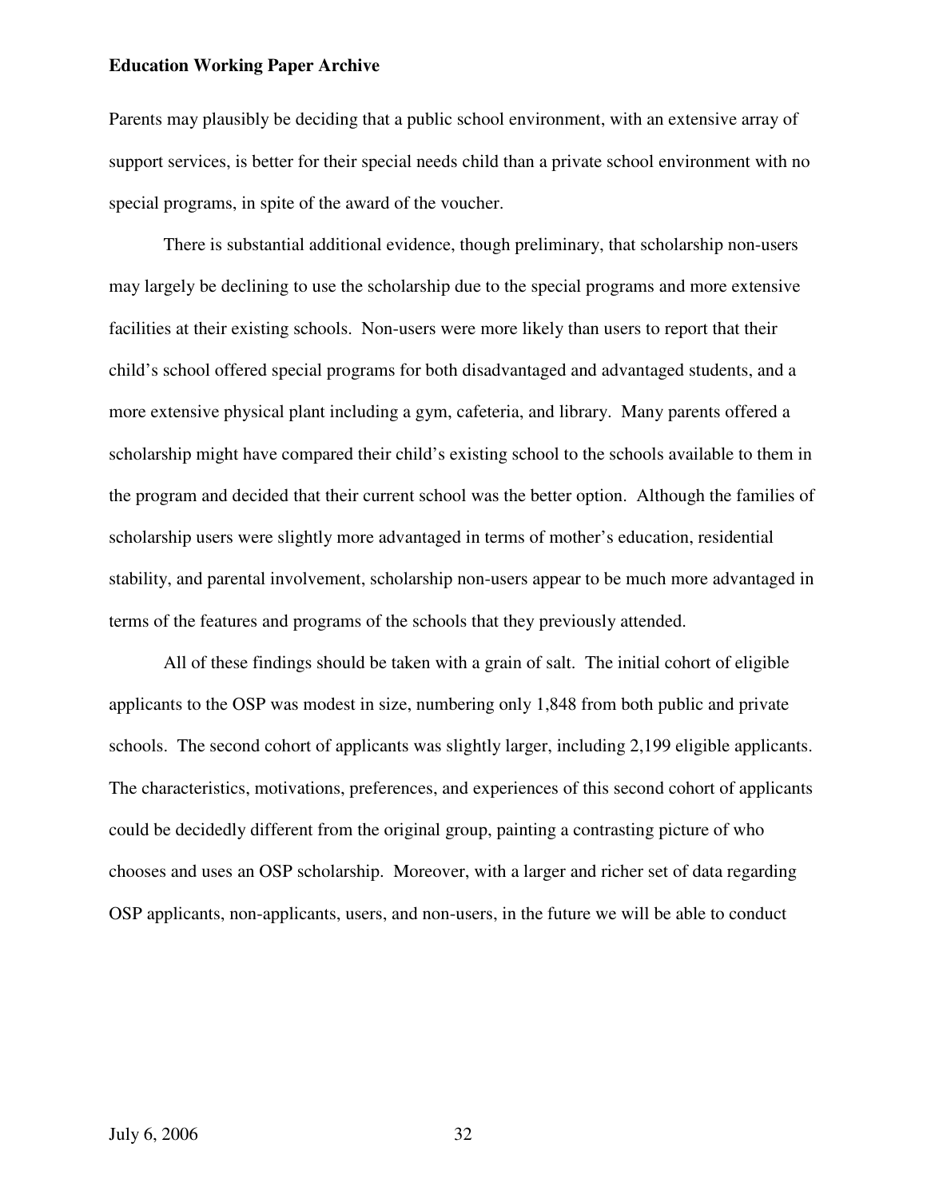Parents may plausibly be deciding that a public school environment, with an extensive array of support services, is better for their special needs child than a private school environment with no special programs, in spite of the award of the voucher.

There is substantial additional evidence, though preliminary, that scholarship non-users may largely be declining to use the scholarship due to the special programs and more extensive facilities at their existing schools. Non-users were more likely than users to report that their child's school offered special programs for both disadvantaged and advantaged students, and a more extensive physical plant including a gym, cafeteria, and library. Many parents offered a scholarship might have compared their child's existing school to the schools available to them in the program and decided that their current school was the better option. Although the families of scholarship users were slightly more advantaged in terms of mother's education, residential stability, and parental involvement, scholarship non-users appear to be much more advantaged in terms of the features and programs of the schools that they previously attended.

All of these findings should be taken with a grain of salt. The initial cohort of eligible applicants to the OSP was modest in size, numbering only 1,848 from both public and private schools. The second cohort of applicants was slightly larger, including 2,199 eligible applicants. The characteristics, motivations, preferences, and experiences of this second cohort of applicants could be decidedly different from the original group, painting a contrasting picture of who chooses and uses an OSP scholarship. Moreover, with a larger and richer set of data regarding OSP applicants, non-applicants, users, and non-users, in the future we will be able to conduct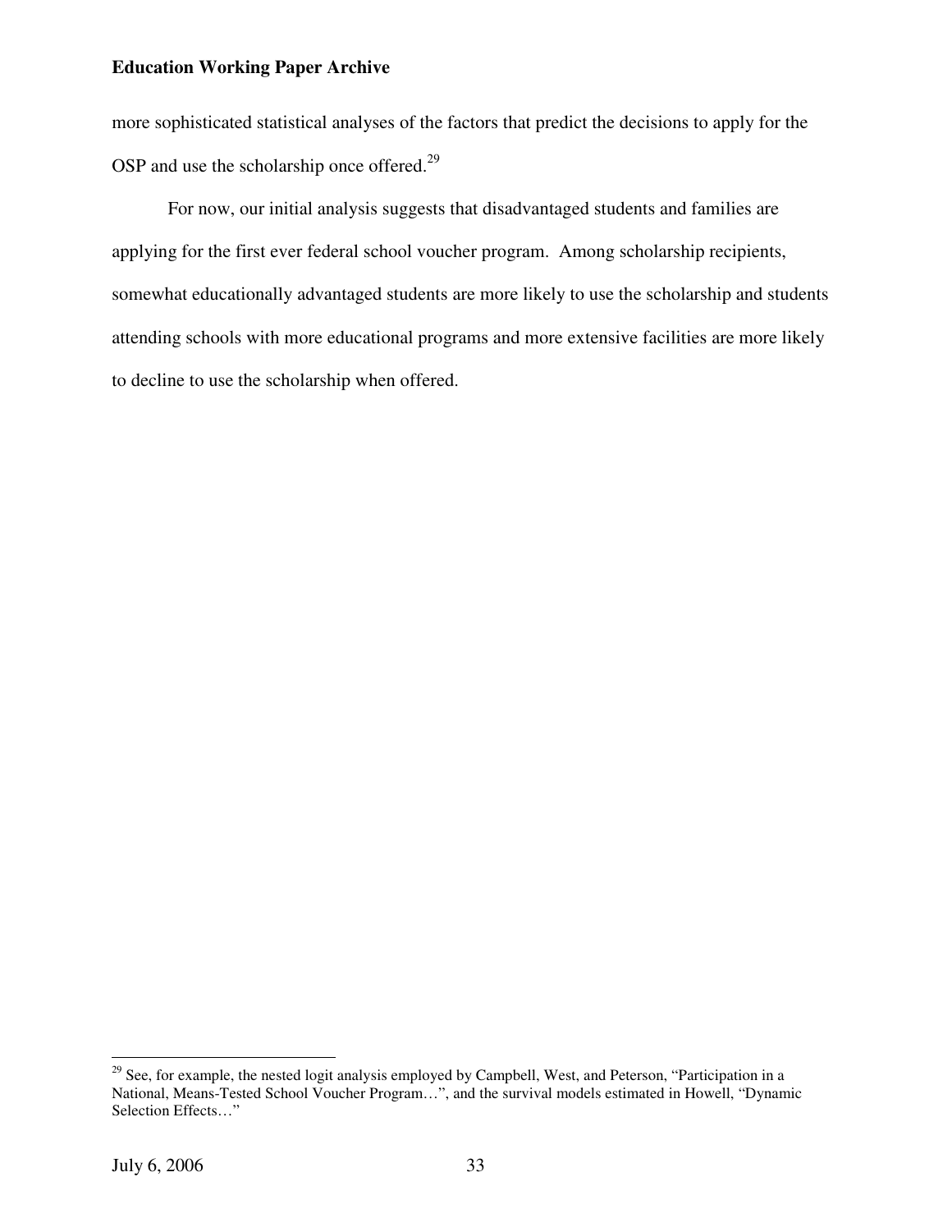more sophisticated statistical analyses of the factors that predict the decisions to apply for the OSP and use the scholarship once offered.[29]

For now, our initial analysis suggests that disadvantaged students and families are applying for the first ever federal school voucher program. Among scholarship recipients, somewhat educationally advantaged students are more likely to use the scholarship and students attending schools with more educational programs and more extensive facilities are more likely to decline to use the scholarship when offered.

---

[29] See, for example, the nested logit analysis employed by Campbell, West, and Peterson, "Participation in a National, Means-Tested School Voucher Program…", and the survival models estimated in Howell, "Dynamic Selection Effects…"